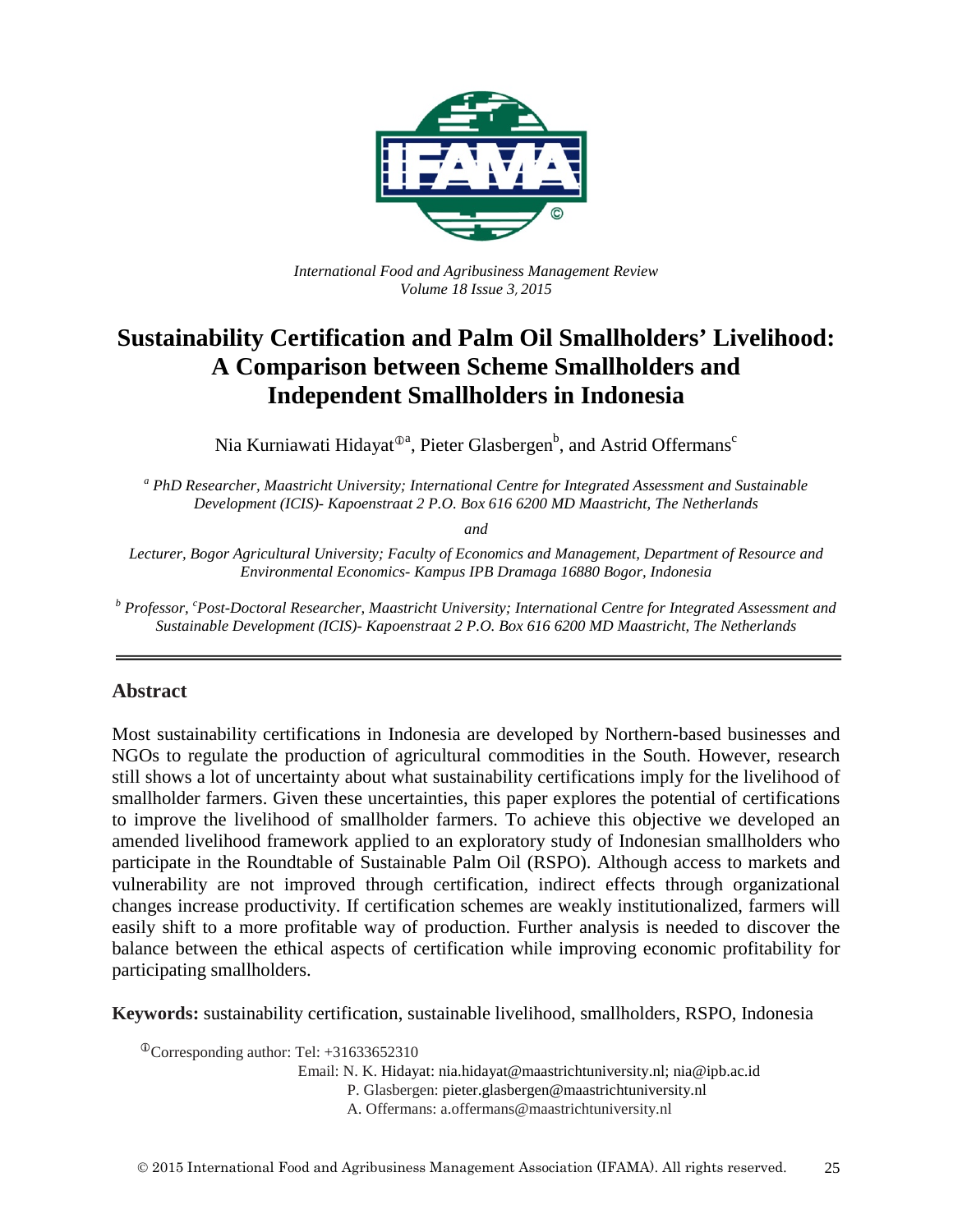*International Food and Agribusiness Management Review*
*Volume 18 Issue 3, 2015*

# Sustainability Certification and Palm Oil Smallholders' Livelihood: A Comparison between Scheme Smallholders and Independent Smallholders in Indonesia

Nia Kurniawati Hidayat[ⓘa], Pieter Glasbergen[b], and Astrid Offermans[c]

[a] *PhD Researcher, Maastricht University; International Centre for Integrated Assessment and Sustainable Development (ICIS)- Kapoenstraat 2 P.O. Box 616 6200 MD Maastricht, The Netherlands*

*and*

*Lecturer, Bogor Agricultural University; Faculty of Economics and Management, Department of Resource and Environmental Economics- Kampus IPB Dramaga 16880 Bogor, Indonesia*

[b] *Professor,* [c]*Post-Doctoral Researcher, Maastricht University; International Centre for Integrated Assessment and Sustainable Development (ICIS)- Kapoenstraat 2 P.O. Box 616 6200 MD Maastricht, The Netherlands*

---

## Abstract

Most sustainability certifications in Indonesia are developed by Northern-based businesses and NGOs to regulate the production of agricultural commodities in the South. However, research still shows a lot of uncertainty about what sustainability certifications imply for the livelihood of smallholder farmers. Given these uncertainties, this paper explores the potential of certifications to improve the livelihood of smallholder farmers. To achieve this objective we developed an amended livelihood framework applied to an exploratory study of Indonesian smallholders who participate in the Roundtable of Sustainable Palm Oil (RSPO). Although access to markets and vulnerability are not improved through certification, indirect effects through organizational changes increase productivity. If certification schemes are weakly institutionalized, farmers will easily shift to a more profitable way of production. Further analysis is needed to discover the balance between the ethical aspects of certification while improving economic profitability for participating smallholders.

**Keywords:** sustainability certification, sustainable livelihood, smallholders, RSPO, Indonesia

ⓘCorresponding author: Tel: +31633652310
Email: N. K. Hidayat: nia.hidayat@maastrichtuniversity.nl; nia@ipb.ac.id
P. Glasbergen: pieter.glasbergen@maastrichtuniversity.nl
A. Offermans: a.offermans@maastrichtuniversity.nl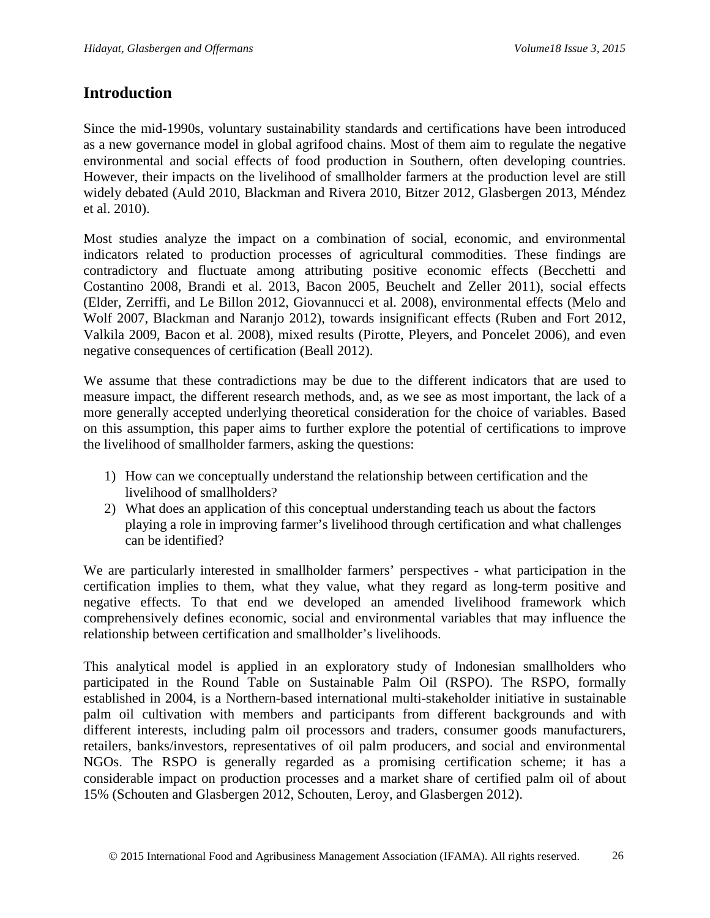## Introduction

Since the mid-1990s, voluntary sustainability standards and certifications have been introduced as a new governance model in global agrifood chains. Most of them aim to regulate the negative environmental and social effects of food production in Southern, often developing countries. However, their impacts on the livelihood of smallholder farmers at the production level are still widely debated (Auld 2010, Blackman and Rivera 2010, Bitzer 2012, Glasbergen 2013, Méndez et al. 2010).

Most studies analyze the impact on a combination of social, economic, and environmental indicators related to production processes of agricultural commodities. These findings are contradictory and fluctuate among attributing positive economic effects (Becchetti and Costantino 2008, Brandi et al. 2013, Bacon 2005, Beuchelt and Zeller 2011), social effects (Elder, Zerriffi, and Le Billon 2012, Giovannucci et al. 2008), environmental effects (Melo and Wolf 2007, Blackman and Naranjo 2012), towards insignificant effects (Ruben and Fort 2012, Valkila 2009, Bacon et al. 2008), mixed results (Pirotte, Pleyers, and Poncelet 2006), and even negative consequences of certification (Beall 2012).

We assume that these contradictions may be due to the different indicators that are used to measure impact, the different research methods, and, as we see as most important, the lack of a more generally accepted underlying theoretical consideration for the choice of variables. Based on this assumption, this paper aims to further explore the potential of certifications to improve the livelihood of smallholder farmers, asking the questions:

1) How can we conceptually understand the relationship between certification and the livelihood of smallholders?
2) What does an application of this conceptual understanding teach us about the factors playing a role in improving farmer's livelihood through certification and what challenges can be identified?

We are particularly interested in smallholder farmers' perspectives - what participation in the certification implies to them, what they value, what they regard as long-term positive and negative effects. To that end we developed an amended livelihood framework which comprehensively defines economic, social and environmental variables that may influence the relationship between certification and smallholder's livelihoods.

This analytical model is applied in an exploratory study of Indonesian smallholders who participated in the Round Table on Sustainable Palm Oil (RSPO). The RSPO, formally established in 2004, is a Northern-based international multi-stakeholder initiative in sustainable palm oil cultivation with members and participants from different backgrounds and with different interests, including palm oil processors and traders, consumer goods manufacturers, retailers, banks/investors, representatives of oil palm producers, and social and environmental NGOs. The RSPO is generally regarded as a promising certification scheme; it has a considerable impact on production processes and a market share of certified palm oil of about 15% (Schouten and Glasbergen 2012, Schouten, Leroy, and Glasbergen 2012).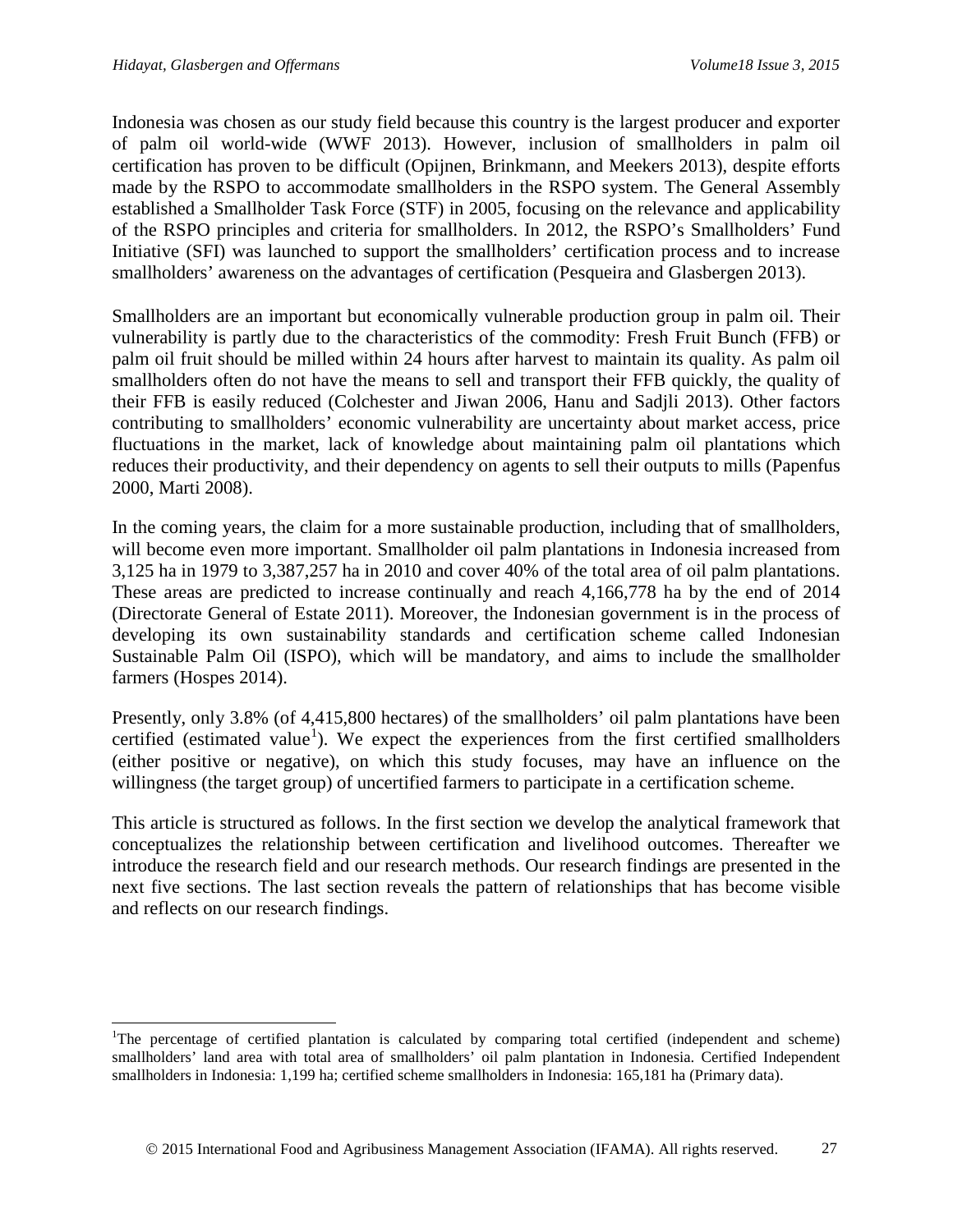Indonesia was chosen as our study field because this country is the largest producer and exporter of palm oil world-wide (WWF 2013). However, inclusion of smallholders in palm oil certification has proven to be difficult (Opijnen, Brinkmann, and Meekers 2013), despite efforts made by the RSPO to accommodate smallholders in the RSPO system. The General Assembly established a Smallholder Task Force (STF) in 2005, focusing on the relevance and applicability of the RSPO principles and criteria for smallholders. In 2012, the RSPO's Smallholders' Fund Initiative (SFI) was launched to support the smallholders' certification process and to increase smallholders' awareness on the advantages of certification (Pesqueira and Glasbergen 2013).

Smallholders are an important but economically vulnerable production group in palm oil. Their vulnerability is partly due to the characteristics of the commodity: Fresh Fruit Bunch (FFB) or palm oil fruit should be milled within 24 hours after harvest to maintain its quality. As palm oil smallholders often do not have the means to sell and transport their FFB quickly, the quality of their FFB is easily reduced (Colchester and Jiwan 2006, Hanu and Sadjli 2013). Other factors contributing to smallholders' economic vulnerability are uncertainty about market access, price fluctuations in the market, lack of knowledge about maintaining palm oil plantations which reduces their productivity, and their dependency on agents to sell their outputs to mills (Papenfus 2000, Marti 2008).

In the coming years, the claim for a more sustainable production, including that of smallholders, will become even more important. Smallholder oil palm plantations in Indonesia increased from 3,125 ha in 1979 to 3,387,257 ha in 2010 and cover 40% of the total area of oil palm plantations. These areas are predicted to increase continually and reach 4,166,778 ha by the end of 2014 (Directorate General of Estate 2011). Moreover, the Indonesian government is in the process of developing its own sustainability standards and certification scheme called Indonesian Sustainable Palm Oil (ISPO), which will be mandatory, and aims to include the smallholder farmers (Hospes 2014).

Presently, only 3.8% (of 4,415,800 hectares) of the smallholders' oil palm plantations have been certified (estimated value[1]). We expect the experiences from the first certified smallholders (either positive or negative), on which this study focuses, may have an influence on the willingness (the target group) of uncertified farmers to participate in a certification scheme.

This article is structured as follows. In the first section we develop the analytical framework that conceptualizes the relationship between certification and livelihood outcomes. Thereafter we introduce the research field and our research methods. Our research findings are presented in the next five sections. The last section reveals the pattern of relationships that has become visible and reflects on our research findings.

---

[1]The percentage of certified plantation is calculated by comparing total certified (independent and scheme) smallholders' land area with total area of smallholders' oil palm plantation in Indonesia. Certified Independent smallholders in Indonesia: 1,199 ha; certified scheme smallholders in Indonesia: 165,181 ha (Primary data).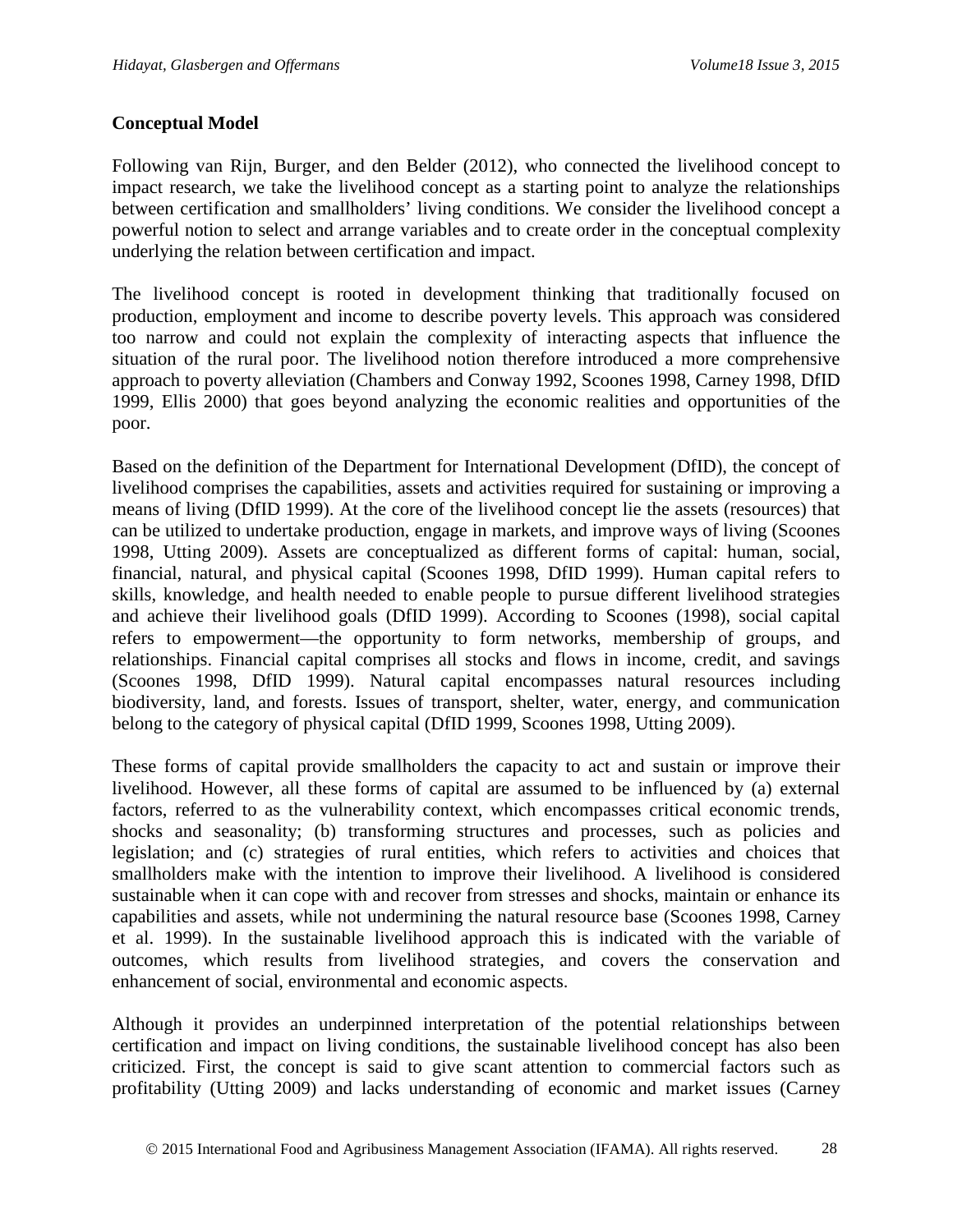## Conceptual Model

Following van Rijn, Burger, and den Belder (2012), who connected the livelihood concept to impact research, we take the livelihood concept as a starting point to analyze the relationships between certification and smallholders' living conditions. We consider the livelihood concept a powerful notion to select and arrange variables and to create order in the conceptual complexity underlying the relation between certification and impact.

The livelihood concept is rooted in development thinking that traditionally focused on production, employment and income to describe poverty levels. This approach was considered too narrow and could not explain the complexity of interacting aspects that influence the situation of the rural poor. The livelihood notion therefore introduced a more comprehensive approach to poverty alleviation (Chambers and Conway 1992, Scoones 1998, Carney 1998, DfID 1999, Ellis 2000) that goes beyond analyzing the economic realities and opportunities of the poor.

Based on the definition of the Department for International Development (DfID), the concept of livelihood comprises the capabilities, assets and activities required for sustaining or improving a means of living (DfID 1999). At the core of the livelihood concept lie the assets (resources) that can be utilized to undertake production, engage in markets, and improve ways of living (Scoones 1998, Utting 2009). Assets are conceptualized as different forms of capital: human, social, financial, natural, and physical capital (Scoones 1998, DfID 1999). Human capital refers to skills, knowledge, and health needed to enable people to pursue different livelihood strategies and achieve their livelihood goals (DfID 1999). According to Scoones (1998), social capital refers to empowerment—the opportunity to form networks, membership of groups, and relationships. Financial capital comprises all stocks and flows in income, credit, and savings (Scoones 1998, DfID 1999). Natural capital encompasses natural resources including biodiversity, land, and forests. Issues of transport, shelter, water, energy, and communication belong to the category of physical capital (DfID 1999, Scoones 1998, Utting 2009).

These forms of capital provide smallholders the capacity to act and sustain or improve their livelihood. However, all these forms of capital are assumed to be influenced by (a) external factors, referred to as the vulnerability context, which encompasses critical economic trends, shocks and seasonality; (b) transforming structures and processes, such as policies and legislation; and (c) strategies of rural entities, which refers to activities and choices that smallholders make with the intention to improve their livelihood. A livelihood is considered sustainable when it can cope with and recover from stresses and shocks, maintain or enhance its capabilities and assets, while not undermining the natural resource base (Scoones 1998, Carney et al. 1999). In the sustainable livelihood approach this is indicated with the variable of outcomes, which results from livelihood strategies, and covers the conservation and enhancement of social, environmental and economic aspects.

Although it provides an underpinned interpretation of the potential relationships between certification and impact on living conditions, the sustainable livelihood concept has also been criticized. First, the concept is said to give scant attention to commercial factors such as profitability (Utting 2009) and lacks understanding of economic and market issues (Carney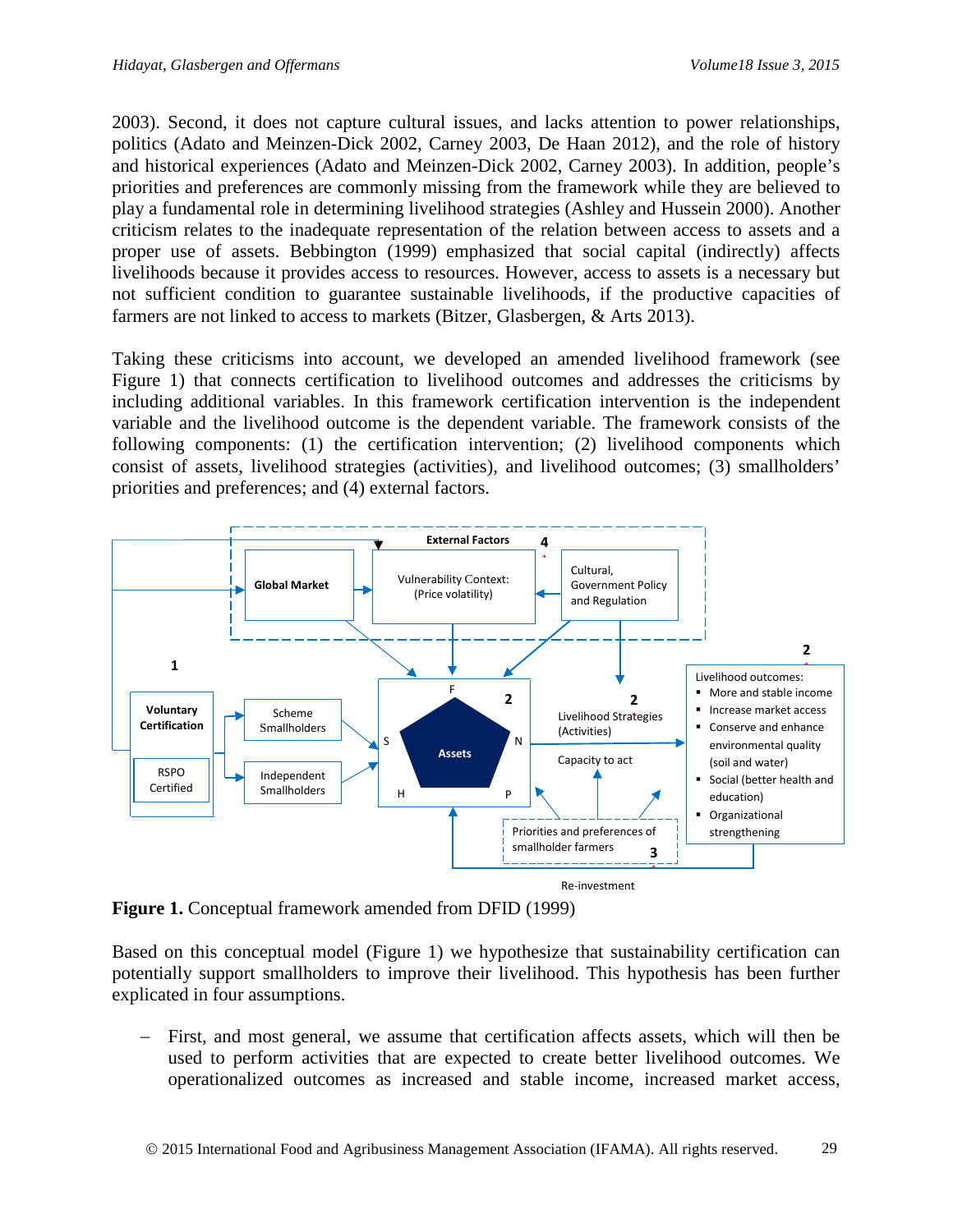2003). Second, it does not capture cultural issues, and lacks attention to power relationships, politics (Adato and Meinzen-Dick 2002, Carney 2003, De Haan 2012), and the role of history and historical experiences (Adato and Meinzen-Dick 2002, Carney 2003). In addition, people's priorities and preferences are commonly missing from the framework while they are believed to play a fundamental role in determining livelihood strategies (Ashley and Hussein 2000). Another criticism relates to the inadequate representation of the relation between access to assets and a proper use of assets. Bebbington (1999) emphasized that social capital (indirectly) affects livelihoods because it provides access to resources. However, access to assets is a necessary but not sufficient condition to guarantee sustainable livelihoods, if the productive capacities of farmers are not linked to access to markets (Bitzer, Glasbergen, & Arts 2013).

Taking these criticisms into account, we developed an amended livelihood framework (see Figure 1) that connects certification to livelihood outcomes and addresses the criticisms by including additional variables. In this framework certification intervention is the independent variable and the livelihood outcome is the dependent variable. The framework consists of the following components: (1) the certification intervention; (2) livelihood components which consist of assets, livelihood strategies (activities), and livelihood outcomes; (3) smallholders' priorities and preferences; and (4) external factors.

**Figure 1.** Conceptual framework amended from DFID (1999)

Based on this conceptual model (Figure 1) we hypothesize that sustainability certification can potentially support smallholders to improve their livelihood. This hypothesis has been further explicated in four assumptions.

- First, and most general, we assume that certification affects assets, which will then be used to perform activities that are expected to create better livelihood outcomes. We operationalized outcomes as increased and stable income, increased market access,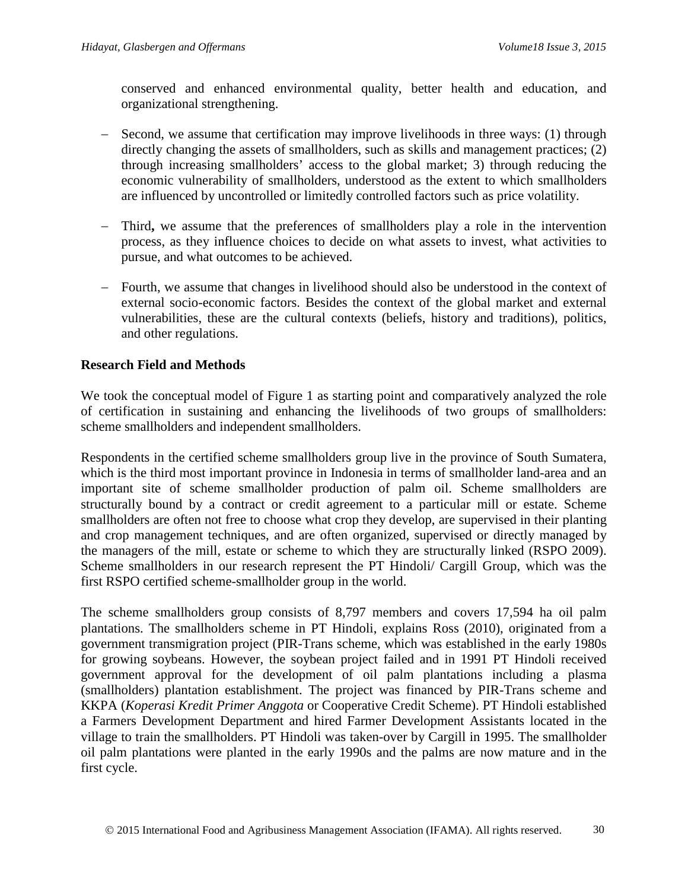conserved and enhanced environmental quality, better health and education, and organizational strengthening.

- Second, we assume that certification may improve livelihoods in three ways: (1) through directly changing the assets of smallholders, such as skills and management practices; (2) through increasing smallholders' access to the global market; 3) through reducing the economic vulnerability of smallholders, understood as the extent to which smallholders are influenced by uncontrolled or limitedly controlled factors such as price volatility.

- Third**,** we assume that the preferences of smallholders play a role in the intervention process, as they influence choices to decide on what assets to invest, what activities to pursue, and what outcomes to be achieved.

- Fourth, we assume that changes in livelihood should also be understood in the context of external socio-economic factors. Besides the context of the global market and external vulnerabilities, these are the cultural contexts (beliefs, history and traditions), politics, and other regulations.

**Research Field and Methods**

We took the conceptual model of Figure 1 as starting point and comparatively analyzed the role of certification in sustaining and enhancing the livelihoods of two groups of smallholders: scheme smallholders and independent smallholders.

Respondents in the certified scheme smallholders group live in the province of South Sumatera, which is the third most important province in Indonesia in terms of smallholder land-area and an important site of scheme smallholder production of palm oil. Scheme smallholders are structurally bound by a contract or credit agreement to a particular mill or estate. Scheme smallholders are often not free to choose what crop they develop, are supervised in their planting and crop management techniques, and are often organized, supervised or directly managed by the managers of the mill, estate or scheme to which they are structurally linked (RSPO 2009). Scheme smallholders in our research represent the PT Hindoli/ Cargill Group, which was the first RSPO certified scheme-smallholder group in the world.

The scheme smallholders group consists of 8,797 members and covers 17,594 ha oil palm plantations. The smallholders scheme in PT Hindoli, explains Ross (2010), originated from a government transmigration project (PIR-Trans scheme, which was established in the early 1980s for growing soybeans. However, the soybean project failed and in 1991 PT Hindoli received government approval for the development of oil palm plantations including a plasma (smallholders) plantation establishment. The project was financed by PIR-Trans scheme and KKPA (*Koperasi Kredit Primer Anggota* or Cooperative Credit Scheme). PT Hindoli established a Farmers Development Department and hired Farmer Development Assistants located in the village to train the smallholders. PT Hindoli was taken-over by Cargill in 1995. The smallholder oil palm plantations were planted in the early 1990s and the palms are now mature and in the first cycle.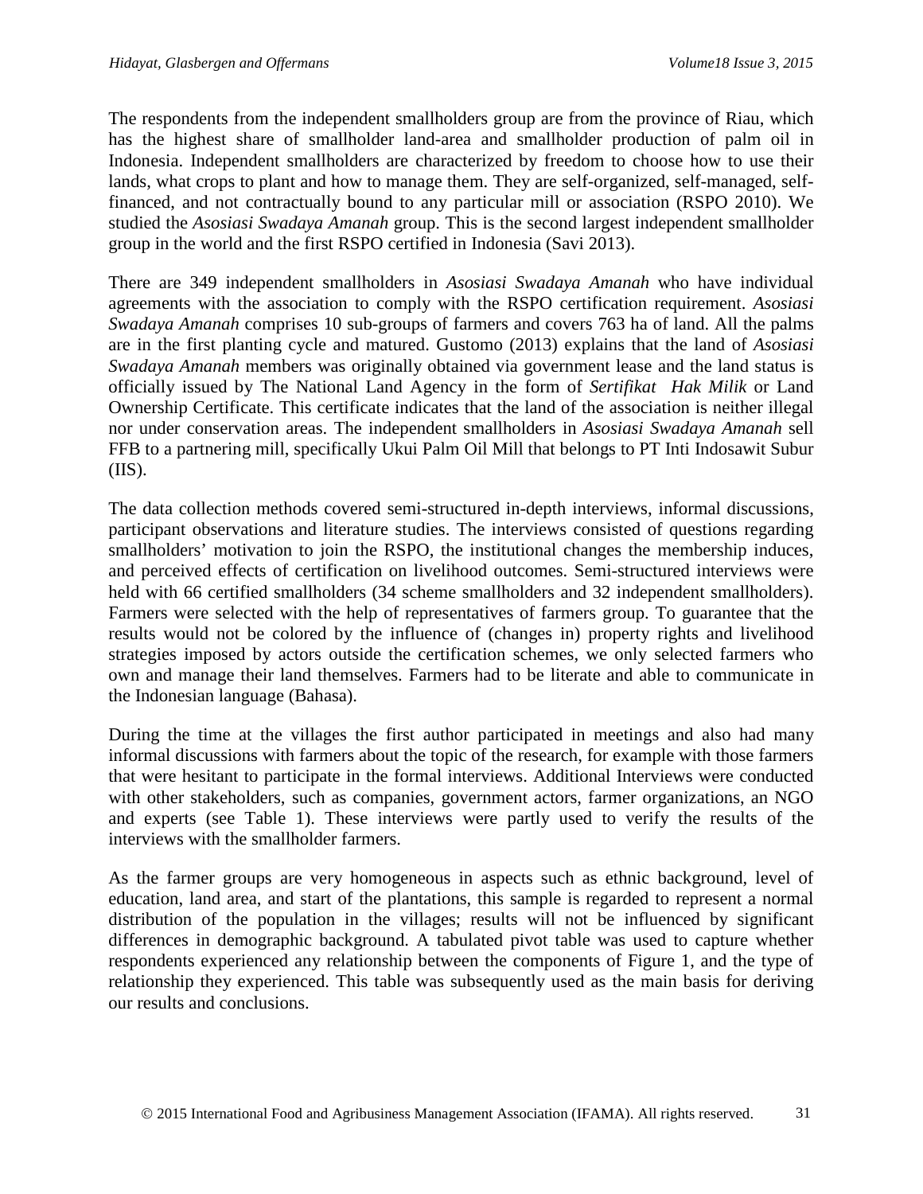The respondents from the independent smallholders group are from the province of Riau, which has the highest share of smallholder land-area and smallholder production of palm oil in Indonesia. Independent smallholders are characterized by freedom to choose how to use their lands, what crops to plant and how to manage them. They are self-organized, self-managed, self-financed, and not contractually bound to any particular mill or association (RSPO 2010). We studied the *Asosiasi Swadaya Amanah* group. This is the second largest independent smallholder group in the world and the first RSPO certified in Indonesia (Savi 2013).

There are 349 independent smallholders in *Asosiasi Swadaya Amanah* who have individual agreements with the association to comply with the RSPO certification requirement. *Asosiasi Swadaya Amanah* comprises 10 sub-groups of farmers and covers 763 ha of land. All the palms are in the first planting cycle and matured. Gustomo (2013) explains that the land of *Asosiasi Swadaya Amanah* members was originally obtained via government lease and the land status is officially issued by The National Land Agency in the form of *Sertifikat Hak Milik* or Land Ownership Certificate. This certificate indicates that the land of the association is neither illegal nor under conservation areas. The independent smallholders in *Asosiasi Swadaya Amanah* sell FFB to a partnering mill, specifically Ukui Palm Oil Mill that belongs to PT Inti Indosawit Subur (IIS).

The data collection methods covered semi-structured in-depth interviews, informal discussions, participant observations and literature studies. The interviews consisted of questions regarding smallholders' motivation to join the RSPO, the institutional changes the membership induces, and perceived effects of certification on livelihood outcomes. Semi-structured interviews were held with 66 certified smallholders (34 scheme smallholders and 32 independent smallholders). Farmers were selected with the help of representatives of farmers group. To guarantee that the results would not be colored by the influence of (changes in) property rights and livelihood strategies imposed by actors outside the certification schemes, we only selected farmers who own and manage their land themselves. Farmers had to be literate and able to communicate in the Indonesian language (Bahasa).

During the time at the villages the first author participated in meetings and also had many informal discussions with farmers about the topic of the research, for example with those farmers that were hesitant to participate in the formal interviews. Additional Interviews were conducted with other stakeholders, such as companies, government actors, farmer organizations, an NGO and experts (see Table 1). These interviews were partly used to verify the results of the interviews with the smallholder farmers.

As the farmer groups are very homogeneous in aspects such as ethnic background, level of education, land area, and start of the plantations, this sample is regarded to represent a normal distribution of the population in the villages; results will not be influenced by significant differences in demographic background. A tabulated pivot table was used to capture whether respondents experienced any relationship between the components of Figure 1, and the type of relationship they experienced. This table was subsequently used as the main basis for deriving our results and conclusions.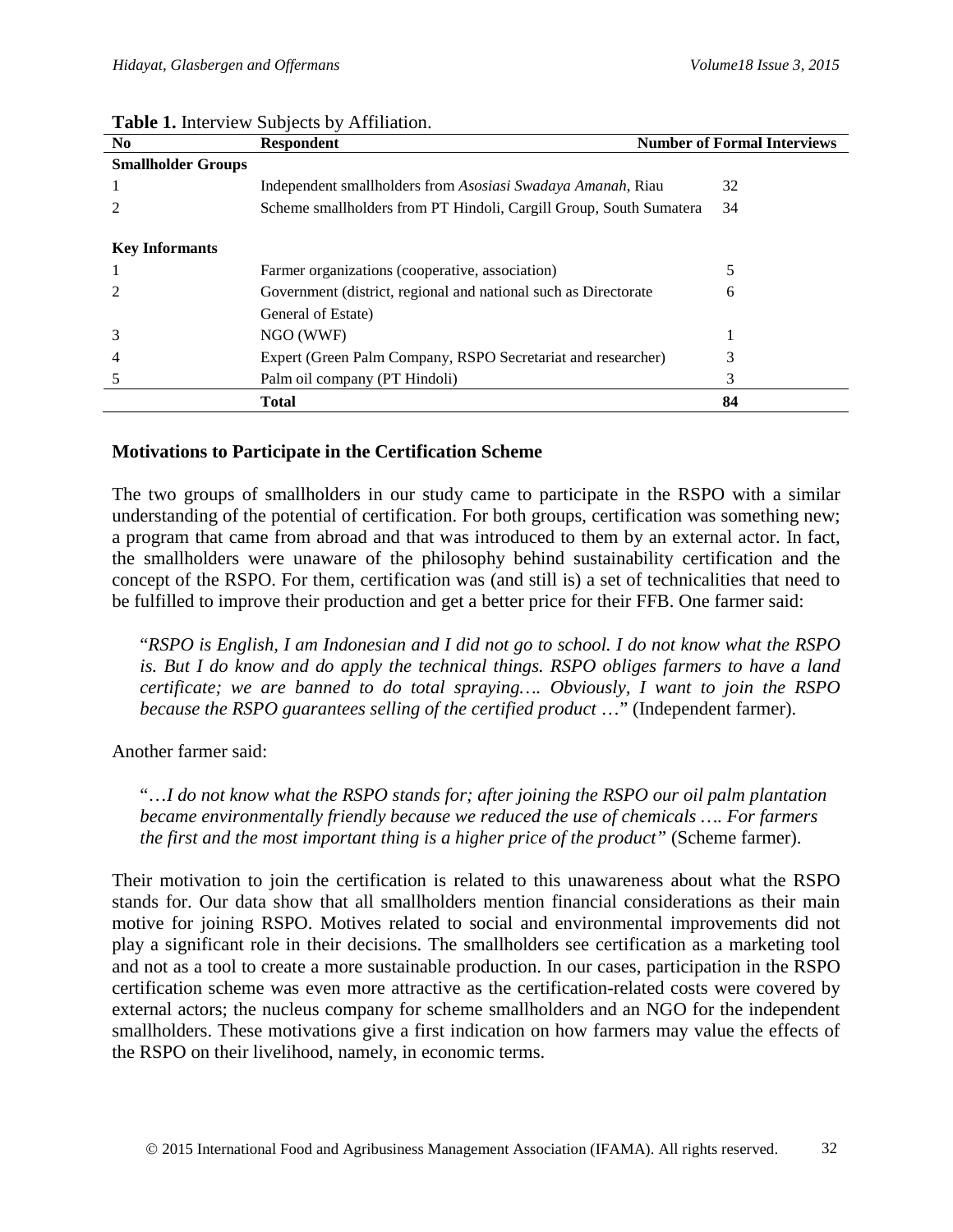**Table 1.** Interview Subjects by Affiliation.

| No | Respondent | Number of Formal Interviews |
|---|---|---|
| **Smallholder Groups** | | |
| 1 | Independent smallholders from *Asosiasi Swadaya Amanah*, Riau | 32 |
| 2 | Scheme smallholders from PT Hindoli, Cargill Group, South Sumatera | 34 |
| **Key Informants** | | |
| 1 | Farmer organizations (cooperative, association) | 5 |
| 2 | Government (district, regional and national such as Directorate General of Estate) | 6 |
| 3 | NGO (WWF) | 1 |
| 4 | Expert (Green Palm Company, RSPO Secretariat and researcher) | 3 |
| 5 | Palm oil company (PT Hindoli) | 3 |
| | **Total** | **84** |

### Motivations to Participate in the Certification Scheme

The two groups of smallholders in our study came to participate in the RSPO with a similar understanding of the potential of certification. For both groups, certification was something new; a program that came from abroad and that was introduced to them by an external actor. In fact, the smallholders were unaware of the philosophy behind sustainability certification and the concept of the RSPO. For them, certification was (and still is) a set of technicalities that need to be fulfilled to improve their production and get a better price for their FFB. One farmer said:

> "*RSPO is English, I am Indonesian and I did not go to school. I do not know what the RSPO is. But I do know and do apply the technical things. RSPO obliges farmers to have a land certificate; we are banned to do total spraying…. Obviously, I want to join the RSPO because the RSPO guarantees selling of the certified product* …" (Independent farmer).

Another farmer said:

> "…*I do not know what the RSPO stands for; after joining the RSPO our oil palm plantation became environmentally friendly because we reduced the use of chemicals …. For farmers the first and the most important thing is a higher price of the product"* (Scheme farmer).

Their motivation to join the certification is related to this unawareness about what the RSPO stands for. Our data show that all smallholders mention financial considerations as their main motive for joining RSPO. Motives related to social and environmental improvements did not play a significant role in their decisions. The smallholders see certification as a marketing tool and not as a tool to create a more sustainable production. In our cases, participation in the RSPO certification scheme was even more attractive as the certification-related costs were covered by external actors; the nucleus company for scheme smallholders and an NGO for the independent smallholders. These motivations give a first indication on how farmers may value the effects of the RSPO on their livelihood, namely, in economic terms.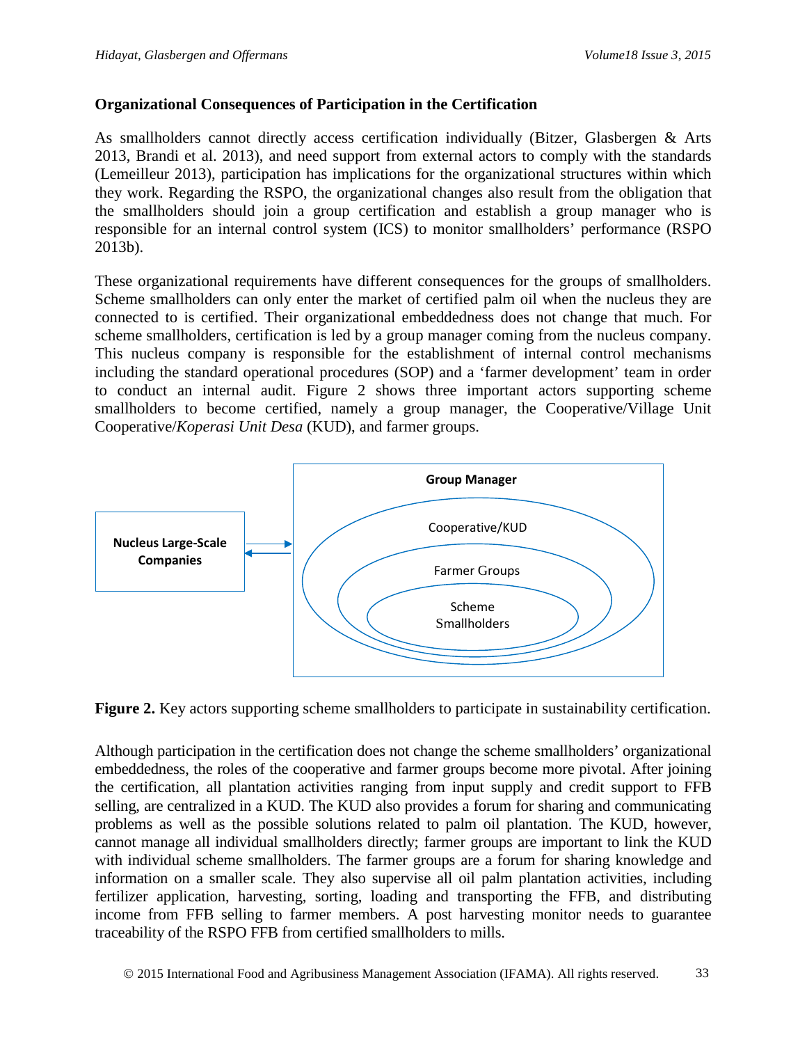### Organizational Consequences of Participation in the Certification

As smallholders cannot directly access certification individually (Bitzer, Glasbergen & Arts 2013, Brandi et al. 2013), and need support from external actors to comply with the standards (Lemeilleur 2013), participation has implications for the organizational structures within which they work. Regarding the RSPO, the organizational changes also result from the obligation that the smallholders should join a group certification and establish a group manager who is responsible for an internal control system (ICS) to monitor smallholders' performance (RSPO 2013b).

These organizational requirements have different consequences for the groups of smallholders. Scheme smallholders can only enter the market of certified palm oil when the nucleus they are connected to is certified. Their organizational embeddedness does not change that much. For scheme smallholders, certification is led by a group manager coming from the nucleus company. This nucleus company is responsible for the establishment of internal control mechanisms including the standard operational procedures (SOP) and a 'farmer development' team in order to conduct an internal audit. Figure 2 shows three important actors supporting scheme smallholders to become certified, namely a group manager, the Cooperative/Village Unit Cooperative/*Koperasi Unit Desa* (KUD), and farmer groups.

Nucleus Large-Scale Companies ⇄ Group Manager [ Cooperative/KUD [ Farmer Groups [ Scheme Smallholders ] ] ]

**Figure 2.** Key actors supporting scheme smallholders to participate in sustainability certification.

Although participation in the certification does not change the scheme smallholders' organizational embeddedness, the roles of the cooperative and farmer groups become more pivotal. After joining the certification, all plantation activities ranging from input supply and credit support to FFB selling, are centralized in a KUD. The KUD also provides a forum for sharing and communicating problems as well as the possible solutions related to palm oil plantation. The KUD, however, cannot manage all individual smallholders directly; farmer groups are important to link the KUD with individual scheme smallholders. The farmer groups are a forum for sharing knowledge and information on a smaller scale. They also supervise all oil palm plantation activities, including fertilizer application, harvesting, sorting, loading and transporting the FFB, and distributing income from FFB selling to farmer members. A post harvesting monitor needs to guarantee traceability of the RSPO FFB from certified smallholders to mills.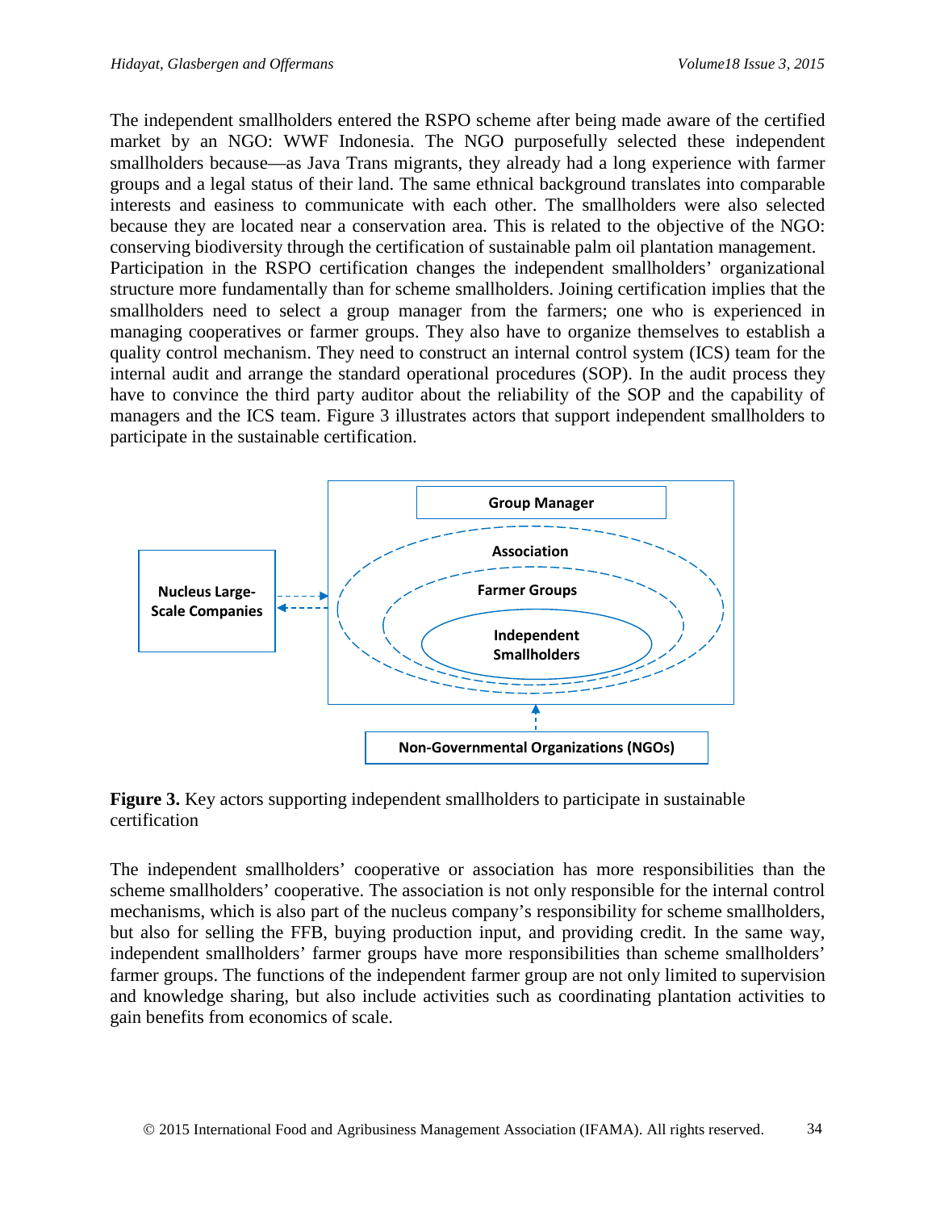The independent smallholders entered the RSPO scheme after being made aware of the certified market by an NGO: WWF Indonesia. The NGO purposefully selected these independent smallholders because—as Java Trans migrants, they already had a long experience with farmer groups and a legal status of their land. The same ethnical background translates into comparable interests and easiness to communicate with each other. The smallholders were also selected because they are located near a conservation area. This is related to the objective of the NGO: conserving biodiversity through the certification of sustainable palm oil plantation management.
Participation in the RSPO certification changes the independent smallholders' organizational structure more fundamentally than for scheme smallholders. Joining certification implies that the smallholders need to select a group manager from the farmers; one who is experienced in managing cooperatives or farmer groups. They also have to organize themselves to establish a quality control mechanism. They need to construct an internal control system (ICS) team for the internal audit and arrange the standard operational procedures (SOP). In the audit process they have to convince the third party auditor about the reliability of the SOP and the capability of managers and the ICS team. Figure 3 illustrates actors that support independent smallholders to participate in the sustainable certification.

Group Manager

Association

Farmer Groups

Independent Smallholders

Nucleus Large-Scale Companies

Non-Governmental Organizations (NGOs)

**Figure 3.** Key actors supporting independent smallholders to participate in sustainable certification

The independent smallholders' cooperative or association has more responsibilities than the scheme smallholders' cooperative. The association is not only responsible for the internal control mechanisms, which is also part of the nucleus company's responsibility for scheme smallholders, but also for selling the FFB, buying production input, and providing credit. In the same way, independent smallholders' farmer groups have more responsibilities than scheme smallholders' farmer groups. The functions of the independent farmer group are not only limited to supervision and knowledge sharing, but also include activities such as coordinating plantation activities to gain benefits from economics of scale.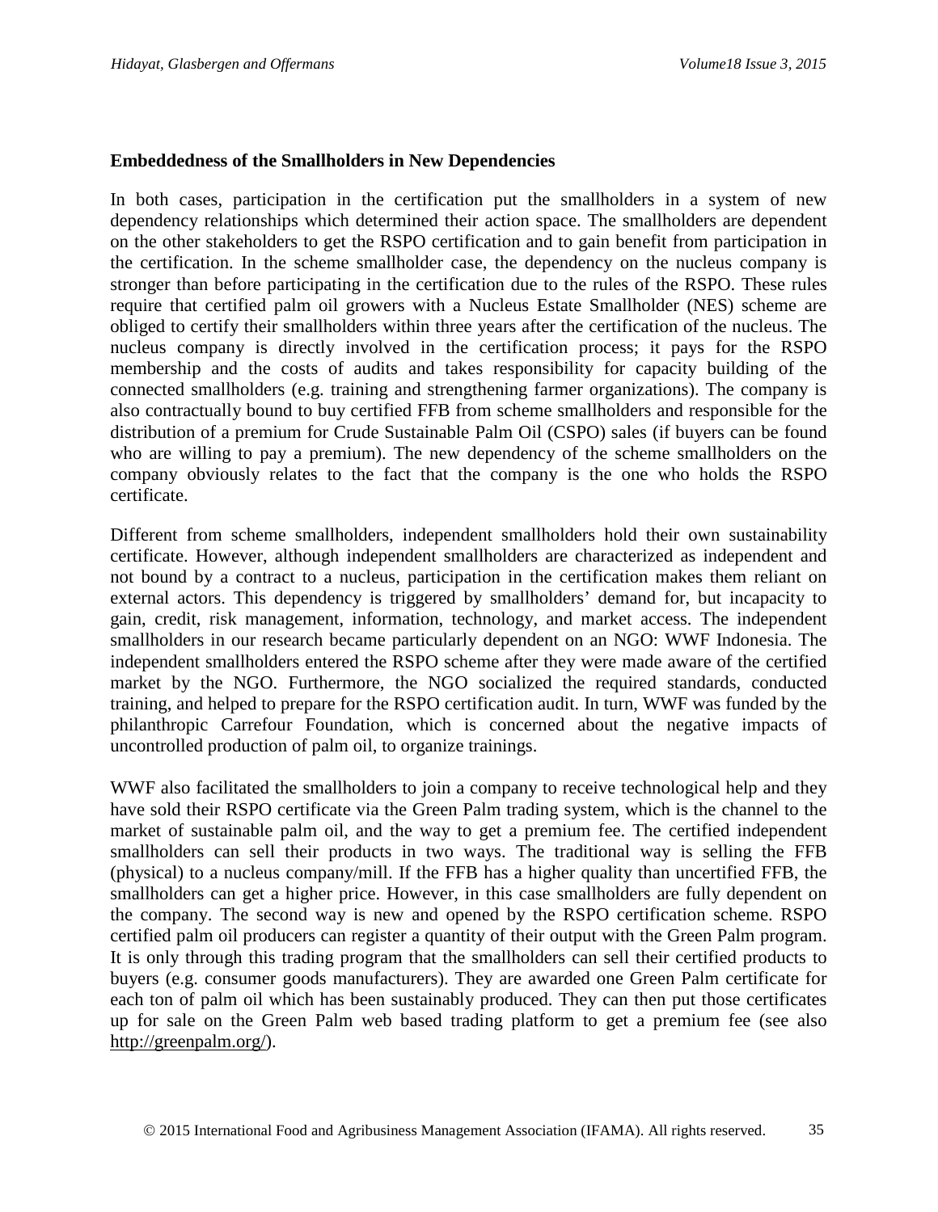### Embeddedness of the Smallholders in New Dependencies

In both cases, participation in the certification put the smallholders in a system of new dependency relationships which determined their action space. The smallholders are dependent on the other stakeholders to get the RSPO certification and to gain benefit from participation in the certification. In the scheme smallholder case, the dependency on the nucleus company is stronger than before participating in the certification due to the rules of the RSPO. These rules require that certified palm oil growers with a Nucleus Estate Smallholder (NES) scheme are obliged to certify their smallholders within three years after the certification of the nucleus. The nucleus company is directly involved in the certification process; it pays for the RSPO membership and the costs of audits and takes responsibility for capacity building of the connected smallholders (e.g. training and strengthening farmer organizations). The company is also contractually bound to buy certified FFB from scheme smallholders and responsible for the distribution of a premium for Crude Sustainable Palm Oil (CSPO) sales (if buyers can be found who are willing to pay a premium). The new dependency of the scheme smallholders on the company obviously relates to the fact that the company is the one who holds the RSPO certificate.

Different from scheme smallholders, independent smallholders hold their own sustainability certificate. However, although independent smallholders are characterized as independent and not bound by a contract to a nucleus, participation in the certification makes them reliant on external actors. This dependency is triggered by smallholders' demand for, but incapacity to gain, credit, risk management, information, technology, and market access. The independent smallholders in our research became particularly dependent on an NGO: WWF Indonesia. The independent smallholders entered the RSPO scheme after they were made aware of the certified market by the NGO. Furthermore, the NGO socialized the required standards, conducted training, and helped to prepare for the RSPO certification audit. In turn, WWF was funded by the philanthropic Carrefour Foundation, which is concerned about the negative impacts of uncontrolled production of palm oil, to organize trainings.

WWF also facilitated the smallholders to join a company to receive technological help and they have sold their RSPO certificate via the Green Palm trading system, which is the channel to the market of sustainable palm oil, and the way to get a premium fee. The certified independent smallholders can sell their products in two ways. The traditional way is selling the FFB (physical) to a nucleus company/mill. If the FFB has a higher quality than uncertified FFB, the smallholders can get a higher price. However, in this case smallholders are fully dependent on the company. The second way is new and opened by the RSPO certification scheme. RSPO certified palm oil producers can register a quantity of their output with the Green Palm program. It is only through this trading program that the smallholders can sell their certified products to buyers (e.g. consumer goods manufacturers). They are awarded one Green Palm certificate for each ton of palm oil which has been sustainably produced. They can then put those certificates up for sale on the Green Palm web based trading platform to get a premium fee (see also http://greenpalm.org/).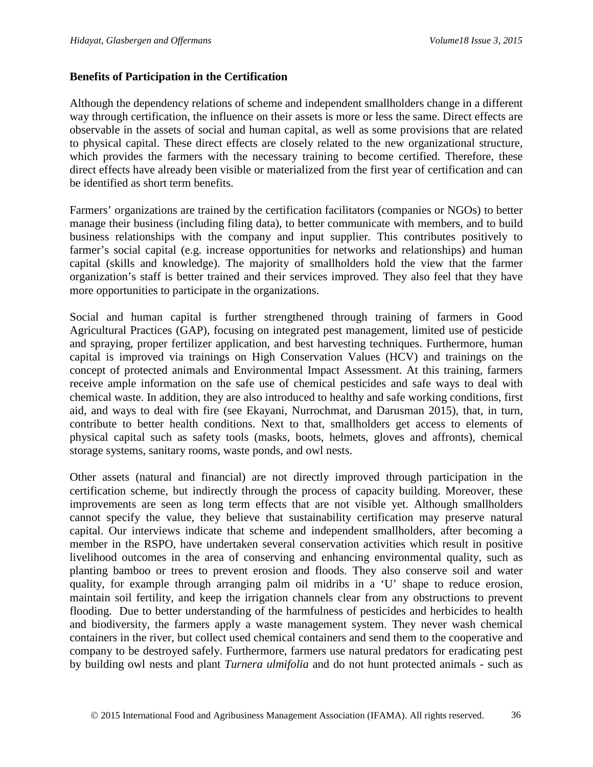### Benefits of Participation in the Certification

Although the dependency relations of scheme and independent smallholders change in a different way through certification, the influence on their assets is more or less the same. Direct effects are observable in the assets of social and human capital, as well as some provisions that are related to physical capital. These direct effects are closely related to the new organizational structure, which provides the farmers with the necessary training to become certified. Therefore, these direct effects have already been visible or materialized from the first year of certification and can be identified as short term benefits.

Farmers' organizations are trained by the certification facilitators (companies or NGOs) to better manage their business (including filing data), to better communicate with members, and to build business relationships with the company and input supplier. This contributes positively to farmer's social capital (e.g. increase opportunities for networks and relationships) and human capital (skills and knowledge). The majority of smallholders hold the view that the farmer organization's staff is better trained and their services improved. They also feel that they have more opportunities to participate in the organizations.

Social and human capital is further strengthened through training of farmers in Good Agricultural Practices (GAP), focusing on integrated pest management, limited use of pesticide and spraying, proper fertilizer application, and best harvesting techniques. Furthermore, human capital is improved via trainings on High Conservation Values (HCV) and trainings on the concept of protected animals and Environmental Impact Assessment. At this training, farmers receive ample information on the safe use of chemical pesticides and safe ways to deal with chemical waste. In addition, they are also introduced to healthy and safe working conditions, first aid, and ways to deal with fire (see Ekayani, Nurrochmat, and Darusman 2015), that, in turn, contribute to better health conditions. Next to that, smallholders get access to elements of physical capital such as safety tools (masks, boots, helmets, gloves and affronts), chemical storage systems, sanitary rooms, waste ponds, and owl nests.

Other assets (natural and financial) are not directly improved through participation in the certification scheme, but indirectly through the process of capacity building. Moreover, these improvements are seen as long term effects that are not visible yet. Although smallholders cannot specify the value, they believe that sustainability certification may preserve natural capital. Our interviews indicate that scheme and independent smallholders, after becoming a member in the RSPO, have undertaken several conservation activities which result in positive livelihood outcomes in the area of conserving and enhancing environmental quality, such as planting bamboo or trees to prevent erosion and floods. They also conserve soil and water quality, for example through arranging palm oil midribs in a 'U' shape to reduce erosion, maintain soil fertility, and keep the irrigation channels clear from any obstructions to prevent flooding. Due to better understanding of the harmfulness of pesticides and herbicides to health and biodiversity, the farmers apply a waste management system. They never wash chemical containers in the river, but collect used chemical containers and send them to the cooperative and company to be destroyed safely. Furthermore, farmers use natural predators for eradicating pest by building owl nests and plant *Turnera ulmifolia* and do not hunt protected animals - such as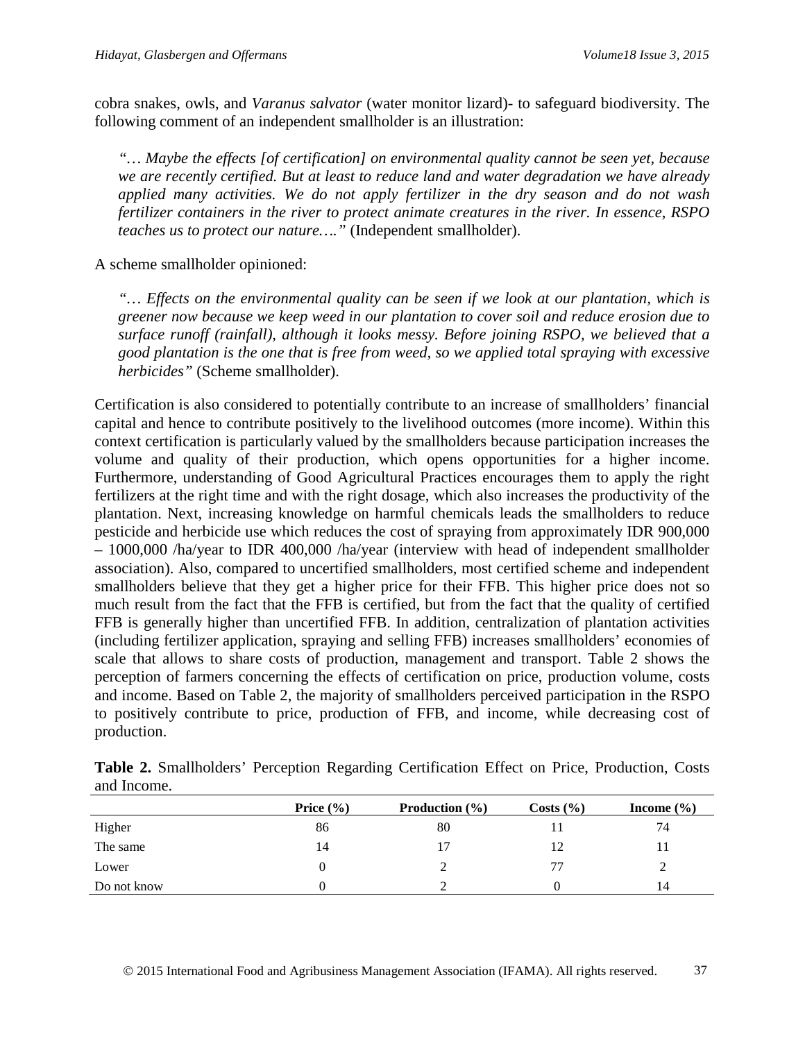cobra snakes, owls, and *Varanus salvator* (water monitor lizard)- to safeguard biodiversity. The following comment of an independent smallholder is an illustration:

> *"… Maybe the effects [of certification] on environmental quality cannot be seen yet, because we are recently certified. But at least to reduce land and water degradation we have already applied many activities. We do not apply fertilizer in the dry season and do not wash fertilizer containers in the river to protect animate creatures in the river. In essence, RSPO teaches us to protect our nature…."* (Independent smallholder).

A scheme smallholder opinioned:

> *"… Effects on the environmental quality can be seen if we look at our plantation, which is greener now because we keep weed in our plantation to cover soil and reduce erosion due to surface runoff (rainfall), although it looks messy. Before joining RSPO, we believed that a good plantation is the one that is free from weed, so we applied total spraying with excessive herbicides"* (Scheme smallholder).

Certification is also considered to potentially contribute to an increase of smallholders' financial capital and hence to contribute positively to the livelihood outcomes (more income). Within this context certification is particularly valued by the smallholders because participation increases the volume and quality of their production, which opens opportunities for a higher income. Furthermore, understanding of Good Agricultural Practices encourages them to apply the right fertilizers at the right time and with the right dosage, which also increases the productivity of the plantation. Next, increasing knowledge on harmful chemicals leads the smallholders to reduce pesticide and herbicide use which reduces the cost of spraying from approximately IDR 900,000 – 1000,000 /ha/year to IDR 400,000 /ha/year (interview with head of independent smallholder association). Also, compared to uncertified smallholders, most certified scheme and independent smallholders believe that they get a higher price for their FFB. This higher price does not so much result from the fact that the FFB is certified, but from the fact that the quality of certified FFB is generally higher than uncertified FFB. In addition, centralization of plantation activities (including fertilizer application, spraying and selling FFB) increases smallholders' economies of scale that allows to share costs of production, management and transport. Table 2 shows the perception of farmers concerning the effects of certification on price, production volume, costs and income. Based on Table 2, the majority of smallholders perceived participation in the RSPO to positively contribute to price, production of FFB, and income, while decreasing cost of production.

**Table 2.** Smallholders' Perception Regarding Certification Effect on Price, Production, Costs and Income.

| | Price (%) | Production (%) | Costs (%) | Income (%) |
|---|---|---|---|---|
| Higher | 86 | 80 | 11 | 74 |
| The same | 14 | 17 | 12 | 11 |
| Lower | 0 | 2 | 77 | 2 |
| Do not know | 0 | 2 | 0 | 14 |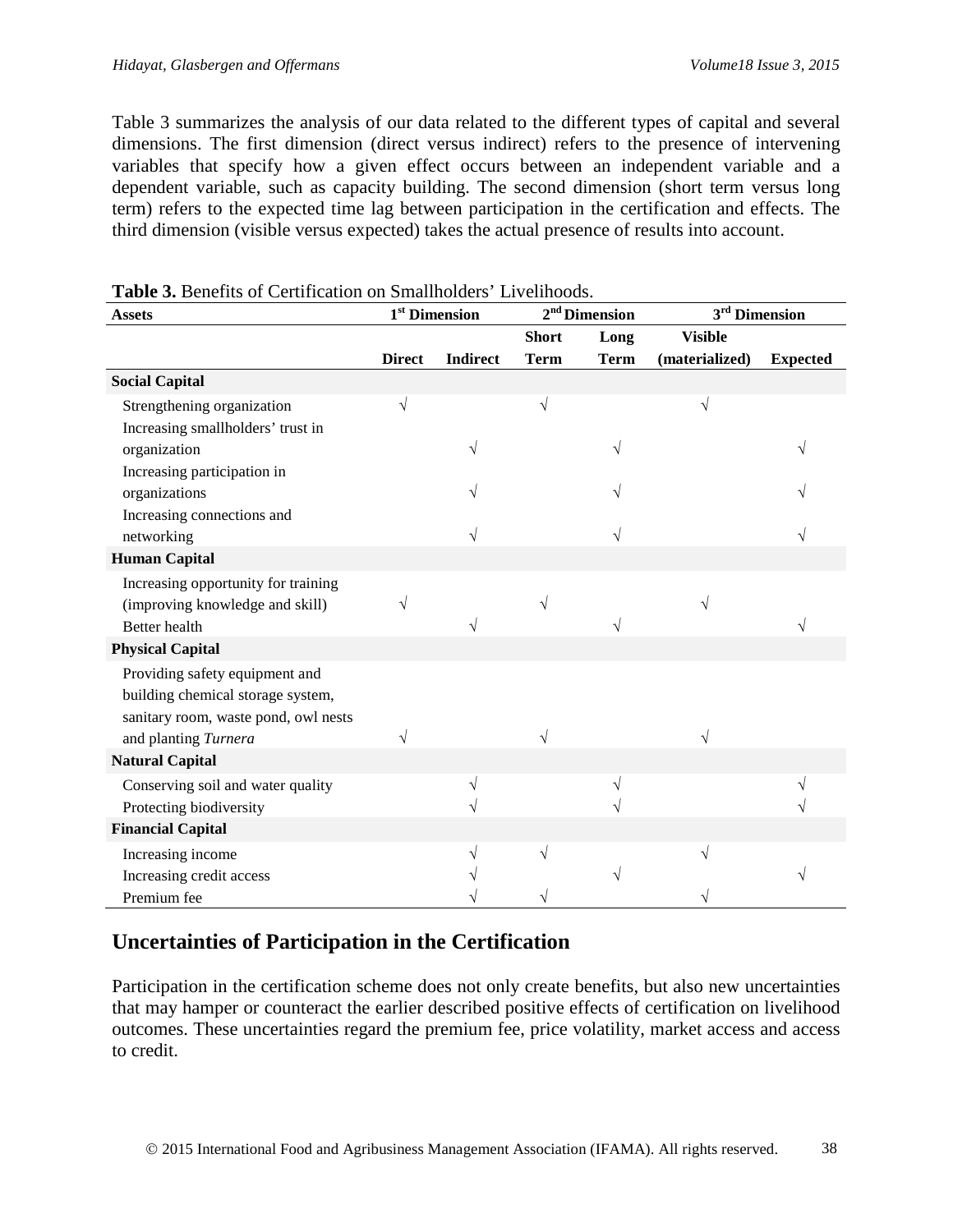Table 3 summarizes the analysis of our data related to the different types of capital and several dimensions. The first dimension (direct versus indirect) refers to the presence of intervening variables that specify how a given effect occurs between an independent variable and a dependent variable, such as capacity building. The second dimension (short term versus long term) refers to the expected time lag between participation in the certification and effects. The third dimension (visible versus expected) takes the actual presence of results into account.

**Table 3.** Benefits of Certification on Smallholders' Livelihoods.

| Assets | 1st Dimension | | 2nd Dimension | | 3rd Dimension | |
|---|---|---|---|---|---|---|
| | Direct | Indirect | Short Term | Long Term | Visible (materialized) | Expected |
| **Social Capital** | | | | | | |
| Strengthening organization | √ | | √ | | √ | |
| Increasing smallholders' trust in organization | | √ | | √ | | √ |
| Increasing participation in organizations | | √ | | √ | | √ |
| Increasing connections and networking | | √ | | √ | | √ |
| **Human Capital** | | | | | | |
| Increasing opportunity for training (improving knowledge and skill) | √ | | √ | | √ | |
| Better health | | √ | | √ | | √ |
| **Physical Capital** | | | | | | |
| Providing safety equipment and building chemical storage system, sanitary room, waste pond, owl nests and planting *Turnera* | √ | | √ | | √ | |
| **Natural Capital** | | | | | | |
| Conserving soil and water quality | | √ | | √ | | √ |
| Protecting biodiversity | | √ | | √ | | √ |
| **Financial Capital** | | | | | | |
| Increasing income | | √ | √ | | √ | |
| Increasing credit access | | √ | | √ | | √ |
| Premium fee | | √ | √ | | √ | |

## Uncertainties of Participation in the Certification

Participation in the certification scheme does not only create benefits, but also new uncertainties that may hamper or counteract the earlier described positive effects of certification on livelihood outcomes. These uncertainties regard the premium fee, price volatility, market access and access to credit.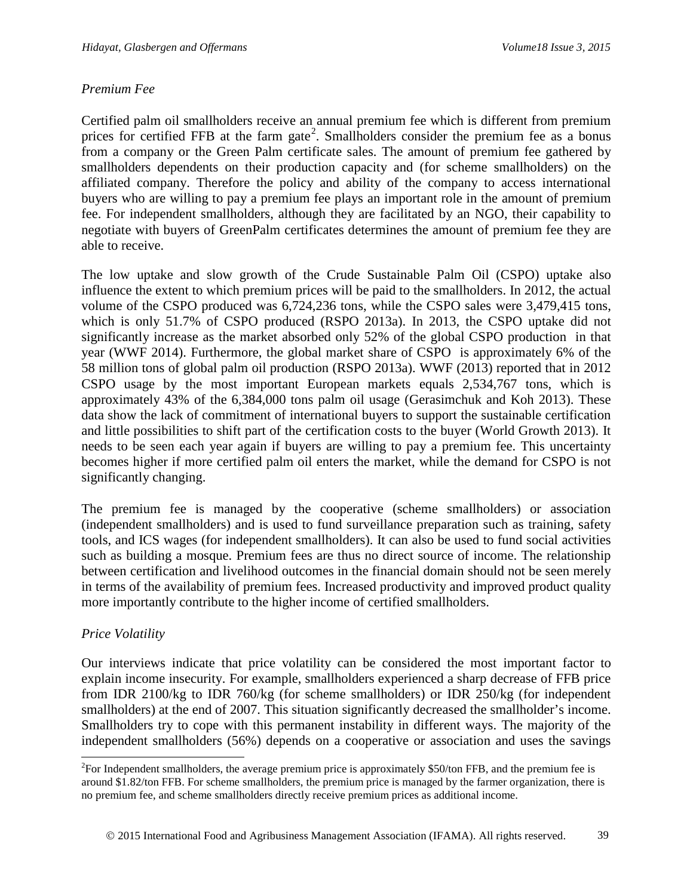*Premium Fee*

Certified palm oil smallholders receive an annual premium fee which is different from premium prices for certified FFB at the farm gate[2]. Smallholders consider the premium fee as a bonus from a company or the Green Palm certificate sales. The amount of premium fee gathered by smallholders dependents on their production capacity and (for scheme smallholders) on the affiliated company. Therefore the policy and ability of the company to access international buyers who are willing to pay a premium fee plays an important role in the amount of premium fee. For independent smallholders, although they are facilitated by an NGO, their capability to negotiate with buyers of GreenPalm certificates determines the amount of premium fee they are able to receive.

The low uptake and slow growth of the Crude Sustainable Palm Oil (CSPO) uptake also influence the extent to which premium prices will be paid to the smallholders. In 2012, the actual volume of the CSPO produced was 6,724,236 tons, while the CSPO sales were 3,479,415 tons, which is only 51.7% of CSPO produced (RSPO 2013a). In 2013, the CSPO uptake did not significantly increase as the market absorbed only 52% of the global CSPO production in that year (WWF 2014). Furthermore, the global market share of CSPO is approximately 6% of the 58 million tons of global palm oil production (RSPO 2013a). WWF (2013) reported that in 2012 CSPO usage by the most important European markets equals 2,534,767 tons, which is approximately 43% of the 6,384,000 tons palm oil usage (Gerasimchuk and Koh 2013). These data show the lack of commitment of international buyers to support the sustainable certification and little possibilities to shift part of the certification costs to the buyer (World Growth 2013). It needs to be seen each year again if buyers are willing to pay a premium fee. This uncertainty becomes higher if more certified palm oil enters the market, while the demand for CSPO is not significantly changing.

The premium fee is managed by the cooperative (scheme smallholders) or association (independent smallholders) and is used to fund surveillance preparation such as training, safety tools, and ICS wages (for independent smallholders). It can also be used to fund social activities such as building a mosque. Premium fees are thus no direct source of income. The relationship between certification and livelihood outcomes in the financial domain should not be seen merely in terms of the availability of premium fees. Increased productivity and improved product quality more importantly contribute to the higher income of certified smallholders.

*Price Volatility*

Our interviews indicate that price volatility can be considered the most important factor to explain income insecurity. For example, smallholders experienced a sharp decrease of FFB price from IDR 2100/kg to IDR 760/kg (for scheme smallholders) or IDR 250/kg (for independent smallholders) at the end of 2007. This situation significantly decreased the smallholder's income. Smallholders try to cope with this permanent instability in different ways. The majority of the independent smallholders (56%) depends on a cooperative or association and uses the savings

[2] For Independent smallholders, the average premium price is approximately \$50/ton FFB, and the premium fee is around \$1.82/ton FFB. For scheme smallholders, the premium price is managed by the farmer organization, there is no premium fee, and scheme smallholders directly receive premium prices as additional income.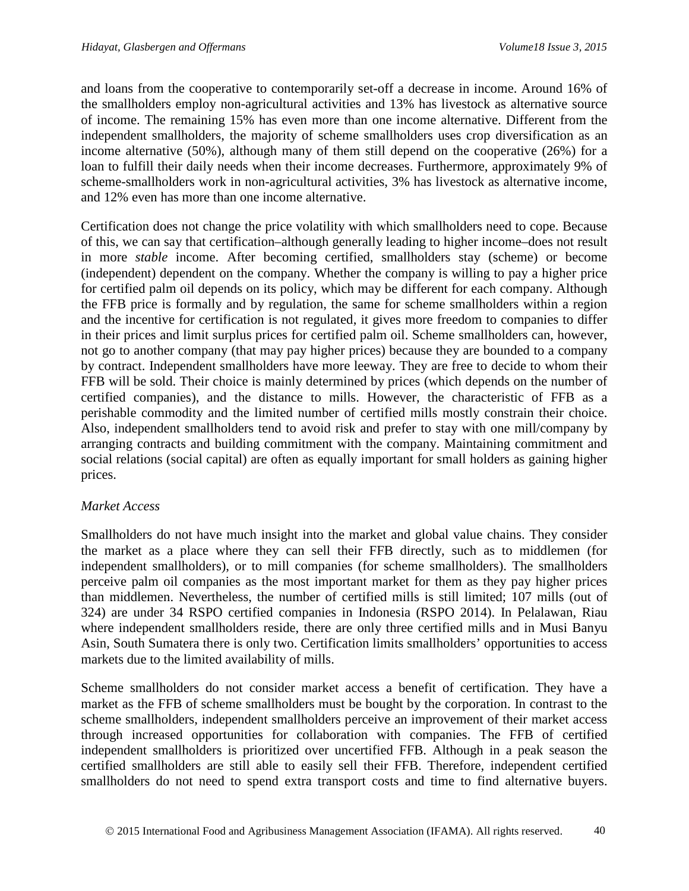and loans from the cooperative to contemporarily set-off a decrease in income. Around 16% of the smallholders employ non-agricultural activities and 13% has livestock as alternative source of income. The remaining 15% has even more than one income alternative. Different from the independent smallholders, the majority of scheme smallholders uses crop diversification as an income alternative (50%), although many of them still depend on the cooperative (26%) for a loan to fulfill their daily needs when their income decreases. Furthermore, approximately 9% of scheme-smallholders work in non-agricultural activities, 3% has livestock as alternative income, and 12% even has more than one income alternative.

Certification does not change the price volatility with which smallholders need to cope. Because of this, we can say that certification–although generally leading to higher income–does not result in more *stable* income. After becoming certified, smallholders stay (scheme) or become (independent) dependent on the company. Whether the company is willing to pay a higher price for certified palm oil depends on its policy, which may be different for each company. Although the FFB price is formally and by regulation, the same for scheme smallholders within a region and the incentive for certification is not regulated, it gives more freedom to companies to differ in their prices and limit surplus prices for certified palm oil. Scheme smallholders can, however, not go to another company (that may pay higher prices) because they are bounded to a company by contract. Independent smallholders have more leeway. They are free to decide to whom their FFB will be sold. Their choice is mainly determined by prices (which depends on the number of certified companies), and the distance to mills. However, the characteristic of FFB as a perishable commodity and the limited number of certified mills mostly constrain their choice. Also, independent smallholders tend to avoid risk and prefer to stay with one mill/company by arranging contracts and building commitment with the company. Maintaining commitment and social relations (social capital) are often as equally important for small holders as gaining higher prices.

*Market Access*

Smallholders do not have much insight into the market and global value chains. They consider the market as a place where they can sell their FFB directly, such as to middlemen (for independent smallholders), or to mill companies (for scheme smallholders). The smallholders perceive palm oil companies as the most important market for them as they pay higher prices than middlemen. Nevertheless, the number of certified mills is still limited; 107 mills (out of 324) are under 34 RSPO certified companies in Indonesia (RSPO 2014). In Pelalawan, Riau where independent smallholders reside, there are only three certified mills and in Musi Banyu Asin, South Sumatera there is only two. Certification limits smallholders' opportunities to access markets due to the limited availability of mills.

Scheme smallholders do not consider market access a benefit of certification. They have a market as the FFB of scheme smallholders must be bought by the corporation. In contrast to the scheme smallholders, independent smallholders perceive an improvement of their market access through increased opportunities for collaboration with companies. The FFB of certified independent smallholders is prioritized over uncertified FFB. Although in a peak season the certified smallholders are still able to easily sell their FFB. Therefore, independent certified smallholders do not need to spend extra transport costs and time to find alternative buyers.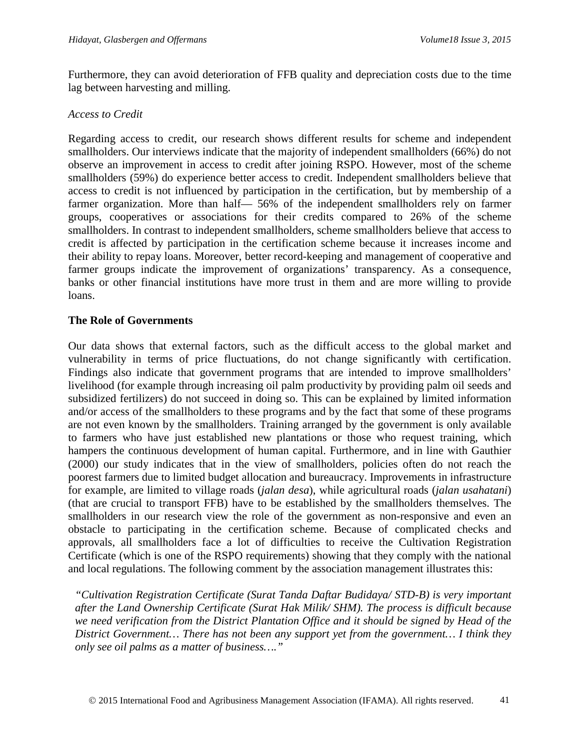Furthermore, they can avoid deterioration of FFB quality and depreciation costs due to the time lag between harvesting and milling.

*Access to Credit*

Regarding access to credit, our research shows different results for scheme and independent smallholders. Our interviews indicate that the majority of independent smallholders (66%) do not observe an improvement in access to credit after joining RSPO. However, most of the scheme smallholders (59%) do experience better access to credit. Independent smallholders believe that access to credit is not influenced by participation in the certification, but by membership of a farmer organization. More than half— 56% of the independent smallholders rely on farmer groups, cooperatives or associations for their credits compared to 26% of the scheme smallholders. In contrast to independent smallholders, scheme smallholders believe that access to credit is affected by participation in the certification scheme because it increases income and their ability to repay loans. Moreover, better record-keeping and management of cooperative and farmer groups indicate the improvement of organizations' transparency. As a consequence, banks or other financial institutions have more trust in them and are more willing to provide loans.

**The Role of Governments**

Our data shows that external factors, such as the difficult access to the global market and vulnerability in terms of price fluctuations, do not change significantly with certification. Findings also indicate that government programs that are intended to improve smallholders' livelihood (for example through increasing oil palm productivity by providing palm oil seeds and subsidized fertilizers) do not succeed in doing so. This can be explained by limited information and/or access of the smallholders to these programs and by the fact that some of these programs are not even known by the smallholders. Training arranged by the government is only available to farmers who have just established new plantations or those who request training, which hampers the continuous development of human capital. Furthermore, and in line with Gauthier (2000) our study indicates that in the view of smallholders, policies often do not reach the poorest farmers due to limited budget allocation and bureaucracy. Improvements in infrastructure for example, are limited to village roads (*jalan desa*), while agricultural roads (*jalan usahatani*) (that are crucial to transport FFB) have to be established by the smallholders themselves. The smallholders in our research view the role of the government as non-responsive and even an obstacle to participating in the certification scheme. Because of complicated checks and approvals, all smallholders face a lot of difficulties to receive the Cultivation Registration Certificate (which is one of the RSPO requirements) showing that they comply with the national and local regulations. The following comment by the association management illustrates this:

> *"Cultivation Registration Certificate (Surat Tanda Daftar Budidaya/ STD-B) is very important after the Land Ownership Certificate (Surat Hak Milik/ SHM). The process is difficult because we need verification from the District Plantation Office and it should be signed by Head of the District Government… There has not been any support yet from the government… I think they only see oil palms as a matter of business…."*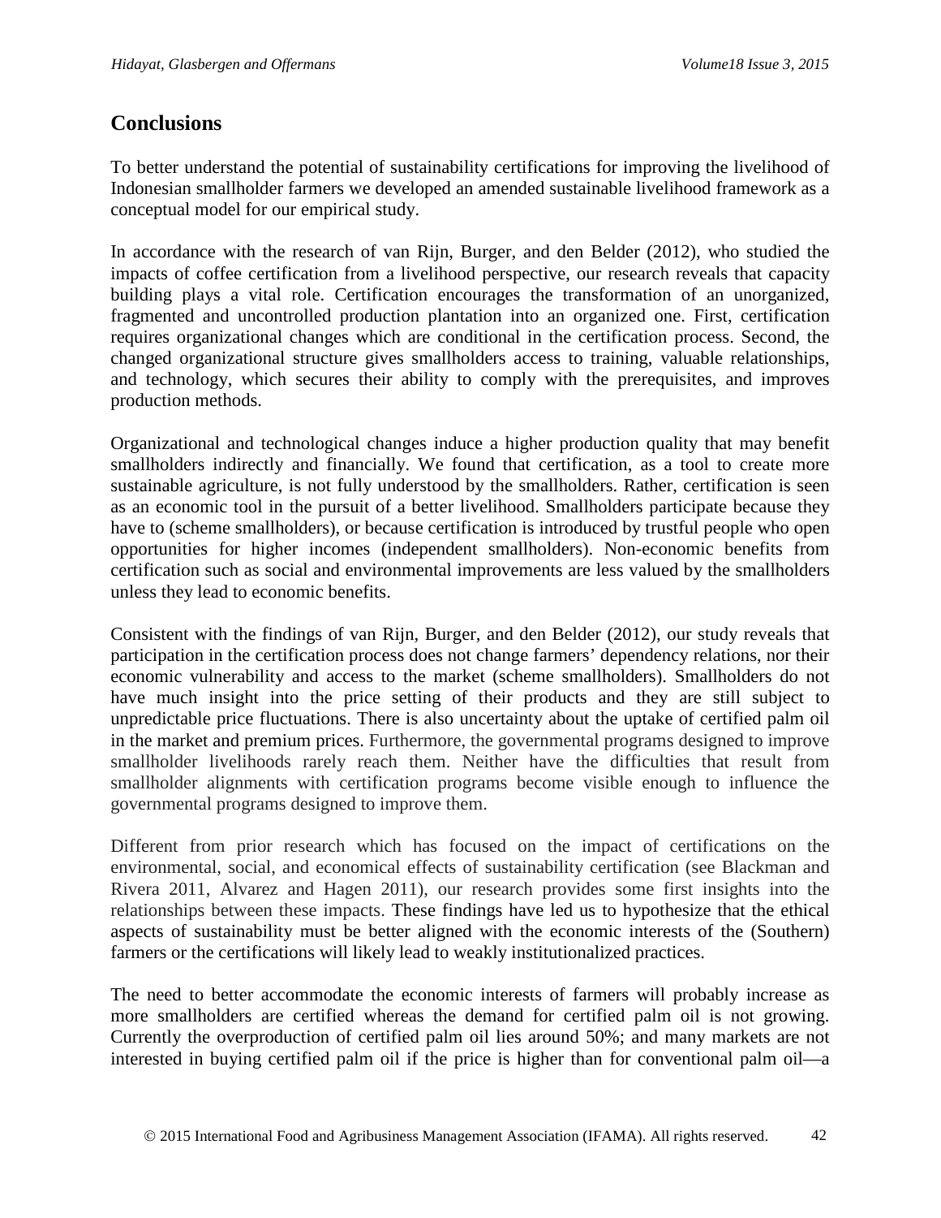## Conclusions

To better understand the potential of sustainability certifications for improving the livelihood of Indonesian smallholder farmers we developed an amended sustainable livelihood framework as a conceptual model for our empirical study.

In accordance with the research of van Rijn, Burger, and den Belder (2012), who studied the impacts of coffee certification from a livelihood perspective, our research reveals that capacity building plays a vital role. Certification encourages the transformation of an unorganized, fragmented and uncontrolled production plantation into an organized one. First, certification requires organizational changes which are conditional in the certification process. Second, the changed organizational structure gives smallholders access to training, valuable relationships, and technology, which secures their ability to comply with the prerequisites, and improves production methods.

Organizational and technological changes induce a higher production quality that may benefit smallholders indirectly and financially. We found that certification, as a tool to create more sustainable agriculture, is not fully understood by the smallholders. Rather, certification is seen as an economic tool in the pursuit of a better livelihood. Smallholders participate because they have to (scheme smallholders), or because certification is introduced by trustful people who open opportunities for higher incomes (independent smallholders). Non-economic benefits from certification such as social and environmental improvements are less valued by the smallholders unless they lead to economic benefits.

Consistent with the findings of van Rijn, Burger, and den Belder (2012), our study reveals that participation in the certification process does not change farmers' dependency relations, nor their economic vulnerability and access to the market (scheme smallholders). Smallholders do not have much insight into the price setting of their products and they are still subject to unpredictable price fluctuations. There is also uncertainty about the uptake of certified palm oil in the market and premium prices. Furthermore, the governmental programs designed to improve smallholder livelihoods rarely reach them. Neither have the difficulties that result from smallholder alignments with certification programs become visible enough to influence the governmental programs designed to improve them.

Different from prior research which has focused on the impact of certifications on the environmental, social, and economical effects of sustainability certification (see Blackman and Rivera 2011, Alvarez and Hagen 2011), our research provides some first insights into the relationships between these impacts. These findings have led us to hypothesize that the ethical aspects of sustainability must be better aligned with the economic interests of the (Southern) farmers or the certifications will likely lead to weakly institutionalized practices.

The need to better accommodate the economic interests of farmers will probably increase as more smallholders are certified whereas the demand for certified palm oil is not growing. Currently the overproduction of certified palm oil lies around 50%; and many markets are not interested in buying certified palm oil if the price is higher than for conventional palm oil—a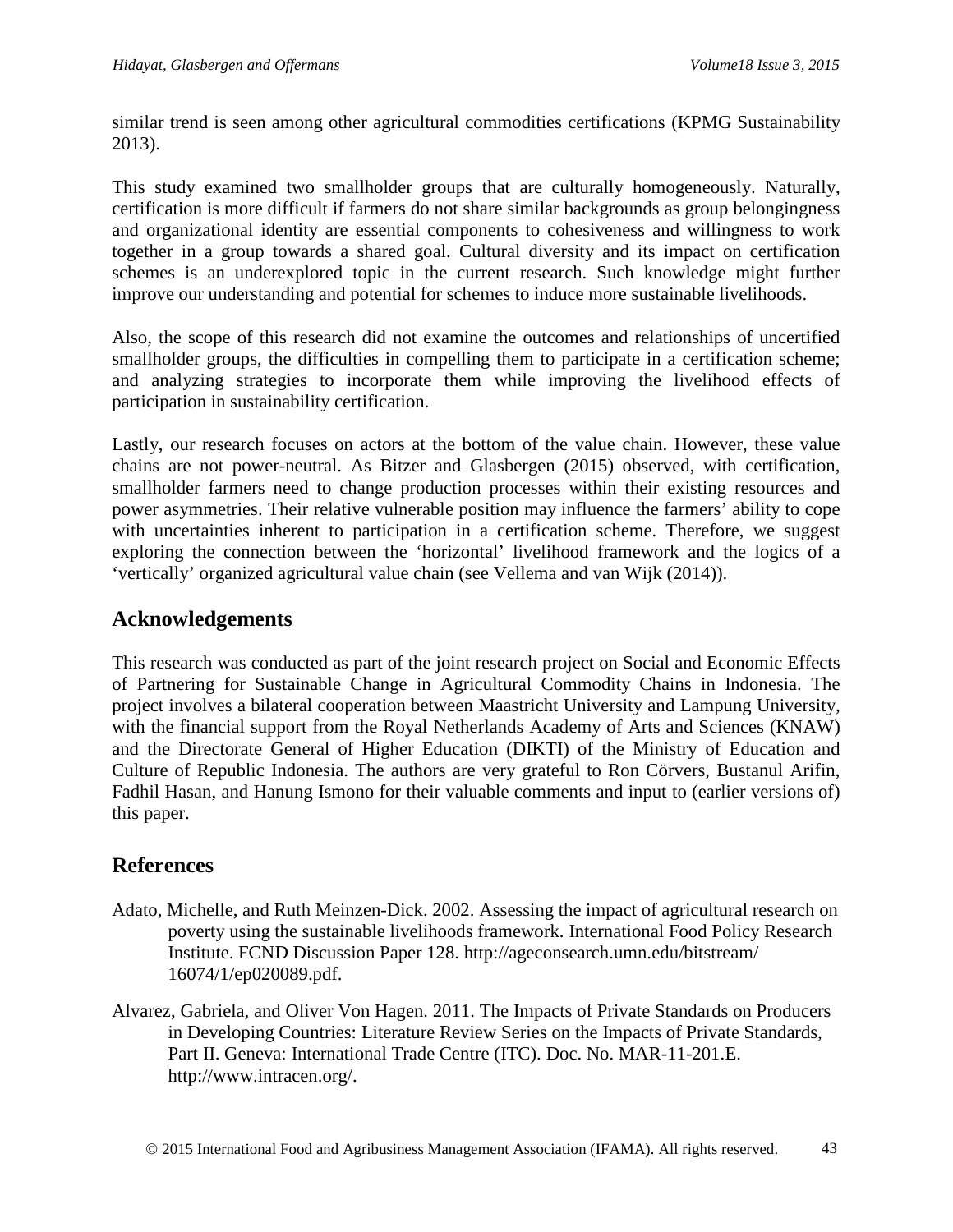similar trend is seen among other agricultural commodities certifications (KPMG Sustainability 2013).

This study examined two smallholder groups that are culturally homogeneously. Naturally, certification is more difficult if farmers do not share similar backgrounds as group belongingness and organizational identity are essential components to cohesiveness and willingness to work together in a group towards a shared goal. Cultural diversity and its impact on certification schemes is an underexplored topic in the current research. Such knowledge might further improve our understanding and potential for schemes to induce more sustainable livelihoods.

Also, the scope of this research did not examine the outcomes and relationships of uncertified smallholder groups, the difficulties in compelling them to participate in a certification scheme; and analyzing strategies to incorporate them while improving the livelihood effects of participation in sustainability certification.

Lastly, our research focuses on actors at the bottom of the value chain. However, these value chains are not power-neutral. As Bitzer and Glasbergen (2015) observed, with certification, smallholder farmers need to change production processes within their existing resources and power asymmetries. Their relative vulnerable position may influence the farmers' ability to cope with uncertainties inherent to participation in a certification scheme. Therefore, we suggest exploring the connection between the 'horizontal' livelihood framework and the logics of a 'vertically' organized agricultural value chain (see Vellema and van Wijk (2014)).

## Acknowledgements

This research was conducted as part of the joint research project on Social and Economic Effects of Partnering for Sustainable Change in Agricultural Commodity Chains in Indonesia. The project involves a bilateral cooperation between Maastricht University and Lampung University, with the financial support from the Royal Netherlands Academy of Arts and Sciences (KNAW) and the Directorate General of Higher Education (DIKTI) of the Ministry of Education and Culture of Republic Indonesia. The authors are very grateful to Ron Cörvers, Bustanul Arifin, Fadhil Hasan, and Hanung Ismono for their valuable comments and input to (earlier versions of) this paper.

## References

Adato, Michelle, and Ruth Meinzen-Dick. 2002. Assessing the impact of agricultural research on poverty using the sustainable livelihoods framework. International Food Policy Research Institute. FCND Discussion Paper 128. http://ageconsearch.umn.edu/bitstream/16074/1/ep020089.pdf.

Alvarez, Gabriela, and Oliver Von Hagen. 2011. The Impacts of Private Standards on Producers in Developing Countries: Literature Review Series on the Impacts of Private Standards, Part II. Geneva: International Trade Centre (ITC). Doc. No. MAR-11-201.E. http://www.intracen.org/.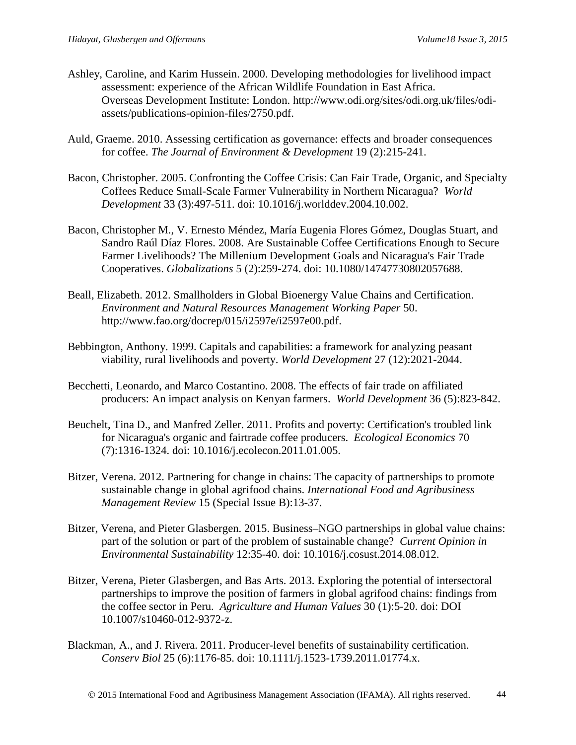Ashley, Caroline, and Karim Hussein. 2000. Developing methodologies for livelihood impact assessment: experience of the African Wildlife Foundation in East Africa. Overseas Development Institute: London. http://www.odi.org/sites/odi.org.uk/files/odi-assets/publications-opinion-files/2750.pdf.

Auld, Graeme. 2010. Assessing certification as governance: effects and broader consequences for coffee. *The Journal of Environment & Development* 19 (2):215-241.

Bacon, Christopher. 2005. Confronting the Coffee Crisis: Can Fair Trade, Organic, and Specialty Coffees Reduce Small-Scale Farmer Vulnerability in Northern Nicaragua? *World Development* 33 (3):497-511. doi: 10.1016/j.worlddev.2004.10.002.

Bacon, Christopher M., V. Ernesto Méndez, María Eugenia Flores Gómez, Douglas Stuart, and Sandro Raúl Díaz Flores. 2008. Are Sustainable Coffee Certifications Enough to Secure Farmer Livelihoods? The Millenium Development Goals and Nicaragua's Fair Trade Cooperatives. *Globalizations* 5 (2):259-274. doi: 10.1080/14747730802057688.

Beall, Elizabeth. 2012. Smallholders in Global Bioenergy Value Chains and Certification. *Environment and Natural Resources Management Working Paper* 50. http://www.fao.org/docrep/015/i2597e/i2597e00.pdf.

Bebbington, Anthony. 1999. Capitals and capabilities: a framework for analyzing peasant viability, rural livelihoods and poverty. *World Development* 27 (12):2021-2044.

Becchetti, Leonardo, and Marco Costantino. 2008. The effects of fair trade on affiliated producers: An impact analysis on Kenyan farmers. *World Development* 36 (5):823-842.

Beuchelt, Tina D., and Manfred Zeller. 2011. Profits and poverty: Certification's troubled link for Nicaragua's organic and fairtrade coffee producers. *Ecological Economics* 70 (7):1316-1324. doi: 10.1016/j.ecolecon.2011.01.005.

Bitzer, Verena. 2012. Partnering for change in chains: The capacity of partnerships to promote sustainable change in global agrifood chains. *International Food and Agribusiness Management Review* 15 (Special Issue B):13-37.

Bitzer, Verena, and Pieter Glasbergen. 2015. Business–NGO partnerships in global value chains: part of the solution or part of the problem of sustainable change? *Current Opinion in Environmental Sustainability* 12:35-40. doi: 10.1016/j.cosust.2014.08.012.

Bitzer, Verena, Pieter Glasbergen, and Bas Arts. 2013. Exploring the potential of intersectoral partnerships to improve the position of farmers in global agrifood chains: findings from the coffee sector in Peru. *Agriculture and Human Values* 30 (1):5-20. doi: DOI 10.1007/s10460-012-9372-z.

Blackman, A., and J. Rivera. 2011. Producer-level benefits of sustainability certification. *Conserv Biol* 25 (6):1176-85. doi: 10.1111/j.1523-1739.2011.01774.x.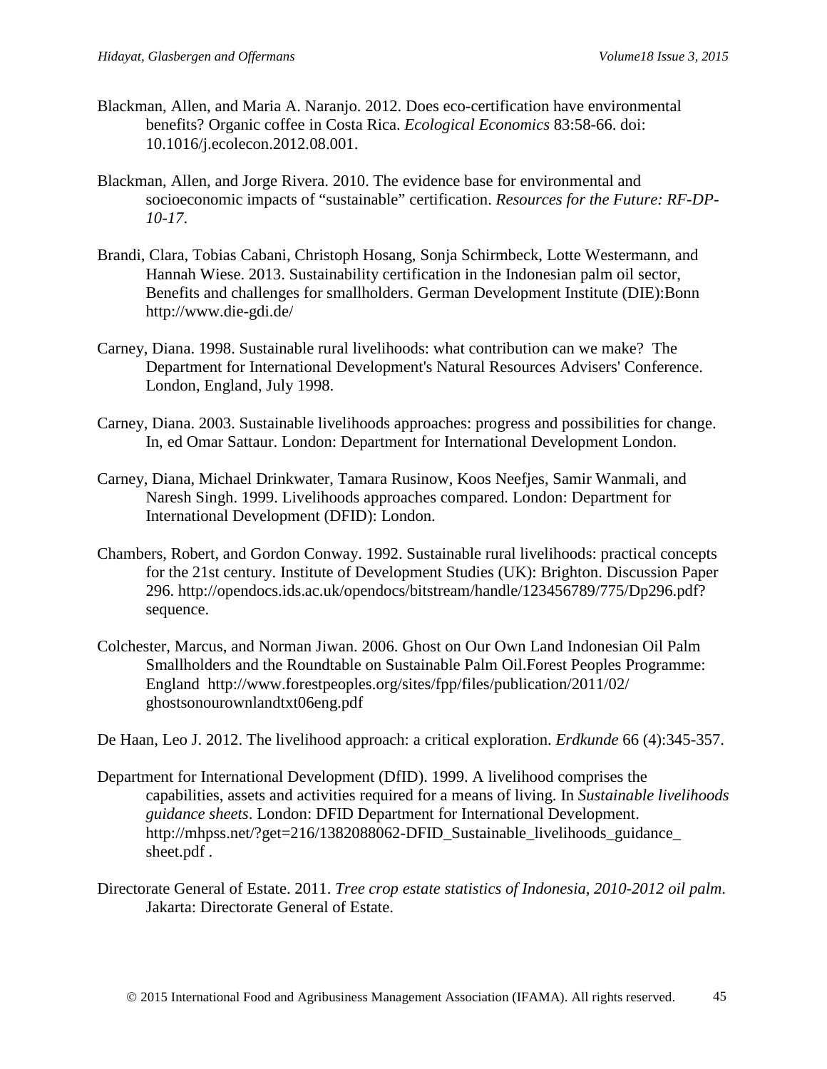Blackman, Allen, and Maria A. Naranjo. 2012. Does eco-certification have environmental benefits? Organic coffee in Costa Rica. *Ecological Economics* 83:58-66. doi: 10.1016/j.ecolecon.2012.08.001.

Blackman, Allen, and Jorge Rivera. 2010. The evidence base for environmental and socioeconomic impacts of "sustainable" certification. *Resources for the Future: RF-DP-10-17*.

Brandi, Clara, Tobias Cabani, Christoph Hosang, Sonja Schirmbeck, Lotte Westermann, and Hannah Wiese. 2013. Sustainability certification in the Indonesian palm oil sector, Benefits and challenges for smallholders. German Development Institute (DIE):Bonn http://www.die-gdi.de/

Carney, Diana. 1998. Sustainable rural livelihoods: what contribution can we make? The Department for International Development's Natural Resources Advisers' Conference. London, England, July 1998.

Carney, Diana. 2003. Sustainable livelihoods approaches: progress and possibilities for change. In, ed Omar Sattaur. London: Department for International Development London.

Carney, Diana, Michael Drinkwater, Tamara Rusinow, Koos Neefjes, Samir Wanmali, and Naresh Singh. 1999. Livelihoods approaches compared. London: Department for International Development (DFID): London.

Chambers, Robert, and Gordon Conway. 1992. Sustainable rural livelihoods: practical concepts for the 21st century. Institute of Development Studies (UK): Brighton. Discussion Paper 296. http://opendocs.ids.ac.uk/opendocs/bitstream/handle/123456789/775/Dp296.pdf?sequence.

Colchester, Marcus, and Norman Jiwan. 2006. Ghost on Our Own Land Indonesian Oil Palm Smallholders and the Roundtable on Sustainable Palm Oil.Forest Peoples Programme: England http://www.forestpeoples.org/sites/fpp/files/publication/2011/02/ghostsonourownlandtxt06eng.pdf

De Haan, Leo J. 2012. The livelihood approach: a critical exploration. *Erdkunde* 66 (4):345-357.

Department for International Development (DfID). 1999. A livelihood comprises the capabilities, assets and activities required for a means of living. In *Sustainable livelihoods guidance sheets*. London: DFID Department for International Development. http://mhpss.net/?get=216/1382088062-DFID_Sustainable_livelihoods_guidance_sheet.pdf .

Directorate General of Estate. 2011. *Tree crop estate statistics of Indonesia, 2010-2012 oil palm*. Jakarta: Directorate General of Estate.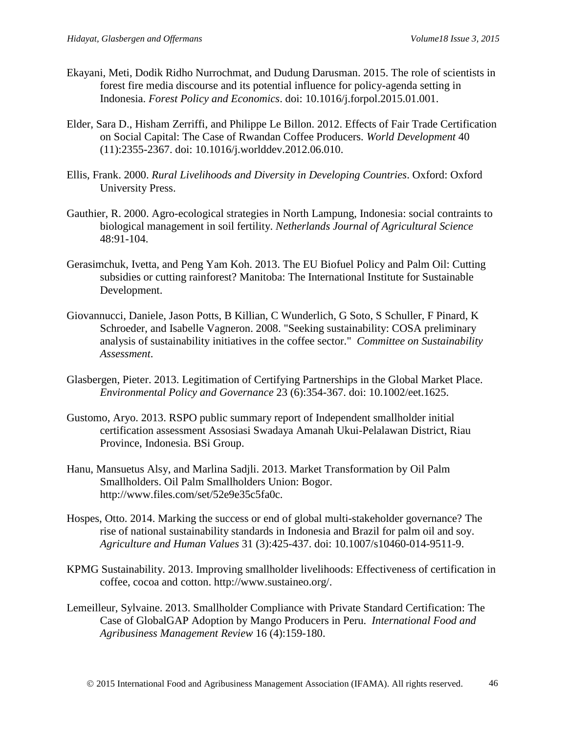Ekayani, Meti, Dodik Ridho Nurrochmat, and Dudung Darusman. 2015. The role of scientists in forest fire media discourse and its potential influence for policy-agenda setting in Indonesia. *Forest Policy and Economics*. doi: 10.1016/j.forpol.2015.01.001.

Elder, Sara D., Hisham Zerriffi, and Philippe Le Billon. 2012. Effects of Fair Trade Certification on Social Capital: The Case of Rwandan Coffee Producers. *World Development* 40 (11):2355-2367. doi: 10.1016/j.worlddev.2012.06.010.

Ellis, Frank. 2000. *Rural Livelihoods and Diversity in Developing Countries*. Oxford: Oxford University Press.

Gauthier, R. 2000. Agro-ecological strategies in North Lampung, Indonesia: social contraints to biological management in soil fertility. *Netherlands Journal of Agricultural Science* 48:91-104.

Gerasimchuk, Ivetta, and Peng Yam Koh. 2013. The EU Biofuel Policy and Palm Oil: Cutting subsidies or cutting rainforest? Manitoba: The International Institute for Sustainable Development.

Giovannucci, Daniele, Jason Potts, B Killian, C Wunderlich, G Soto, S Schuller, F Pinard, K Schroeder, and Isabelle Vagneron. 2008. "Seeking sustainability: COSA preliminary analysis of sustainability initiatives in the coffee sector." *Committee on Sustainability Assessment*.

Glasbergen, Pieter. 2013. Legitimation of Certifying Partnerships in the Global Market Place. *Environmental Policy and Governance* 23 (6):354-367. doi: 10.1002/eet.1625.

Gustomo, Aryo. 2013. RSPO public summary report of Independent smallholder initial certification assessment Assosiasi Swadaya Amanah Ukui-Pelalawan District, Riau Province, Indonesia. BSi Group.

Hanu, Mansuetus Alsy, and Marlina Sadjli. 2013. Market Transformation by Oil Palm Smallholders. Oil Palm Smallholders Union: Bogor. http://www.files.com/set/52e9e35c5fa0c.

Hospes, Otto. 2014. Marking the success or end of global multi-stakeholder governance? The rise of national sustainability standards in Indonesia and Brazil for palm oil and soy. *Agriculture and Human Values* 31 (3):425-437. doi: 10.1007/s10460-014-9511-9.

KPMG Sustainability. 2013. Improving smallholder livelihoods: Effectiveness of certification in coffee, cocoa and cotton. http://www.sustaineo.org/.

Lemeilleur, Sylvaine. 2013. Smallholder Compliance with Private Standard Certification: The Case of GlobalGAP Adoption by Mango Producers in Peru. *International Food and Agribusiness Management Review* 16 (4):159-180.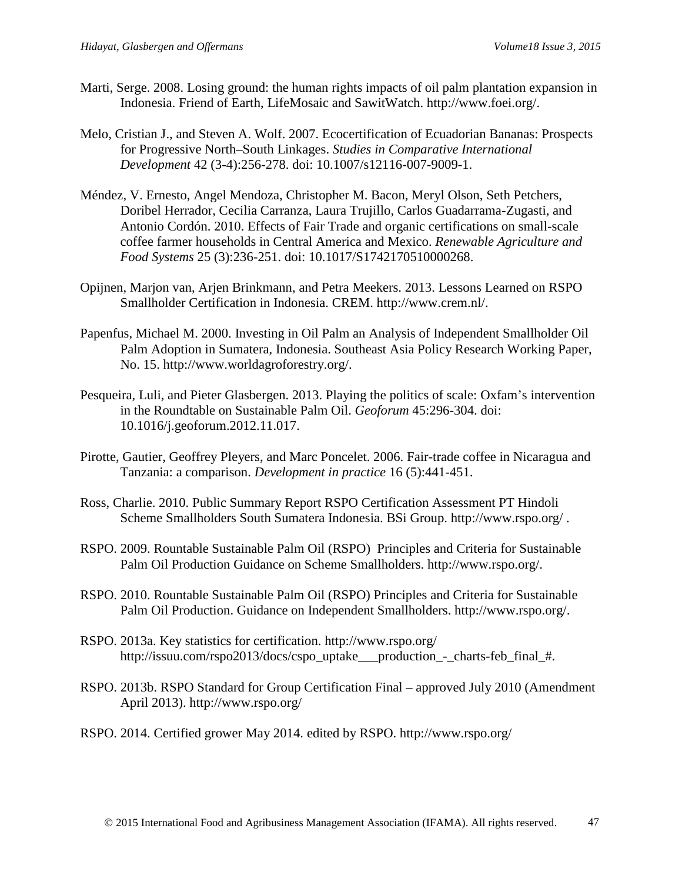Marti, Serge. 2008. Losing ground: the human rights impacts of oil palm plantation expansion in Indonesia. Friend of Earth, LifeMosaic and SawitWatch. http://www.foei.org/.

Melo, Cristian J., and Steven A. Wolf. 2007. Ecocertification of Ecuadorian Bananas: Prospects for Progressive North–South Linkages. *Studies in Comparative International Development* 42 (3-4):256-278. doi: 10.1007/s12116-007-9009-1.

Méndez, V. Ernesto, Angel Mendoza, Christopher M. Bacon, Meryl Olson, Seth Petchers, Doribel Herrador, Cecilia Carranza, Laura Trujillo, Carlos Guadarrama-Zugasti, and Antonio Cordón. 2010. Effects of Fair Trade and organic certifications on small-scale coffee farmer households in Central America and Mexico. *Renewable Agriculture and Food Systems* 25 (3):236-251. doi: 10.1017/S1742170510000268.

Opijnen, Marjon van, Arjen Brinkmann, and Petra Meekers. 2013. Lessons Learned on RSPO Smallholder Certification in Indonesia. CREM. http://www.crem.nl/.

Papenfus, Michael M. 2000. Investing in Oil Palm an Analysis of Independent Smallholder Oil Palm Adoption in Sumatera, Indonesia. Southeast Asia Policy Research Working Paper, No. 15. http://www.worldagroforestry.org/.

Pesqueira, Luli, and Pieter Glasbergen. 2013. Playing the politics of scale: Oxfam's intervention in the Roundtable on Sustainable Palm Oil. *Geoforum* 45:296-304. doi: 10.1016/j.geoforum.2012.11.017.

Pirotte, Gautier, Geoffrey Pleyers, and Marc Poncelet. 2006. Fair-trade coffee in Nicaragua and Tanzania: a comparison. *Development in practice* 16 (5):441-451.

Ross, Charlie. 2010. Public Summary Report RSPO Certification Assessment PT Hindoli Scheme Smallholders South Sumatera Indonesia. BSi Group. http://www.rspo.org/ .

RSPO. 2009. Rountable Sustainable Palm Oil (RSPO) Principles and Criteria for Sustainable Palm Oil Production Guidance on Scheme Smallholders. http://www.rspo.org/.

RSPO. 2010. Rountable Sustainable Palm Oil (RSPO) Principles and Criteria for Sustainable Palm Oil Production. Guidance on Independent Smallholders. http://www.rspo.org/.

RSPO. 2013a. Key statistics for certification. http://www.rspo.org/ http://issuu.com/rspo2013/docs/cspo_uptake___production_-_charts-feb_final_#.

RSPO. 2013b. RSPO Standard for Group Certification Final – approved July 2010 (Amendment April 2013). http://www.rspo.org/

RSPO. 2014. Certified grower May 2014. edited by RSPO. http://www.rspo.org/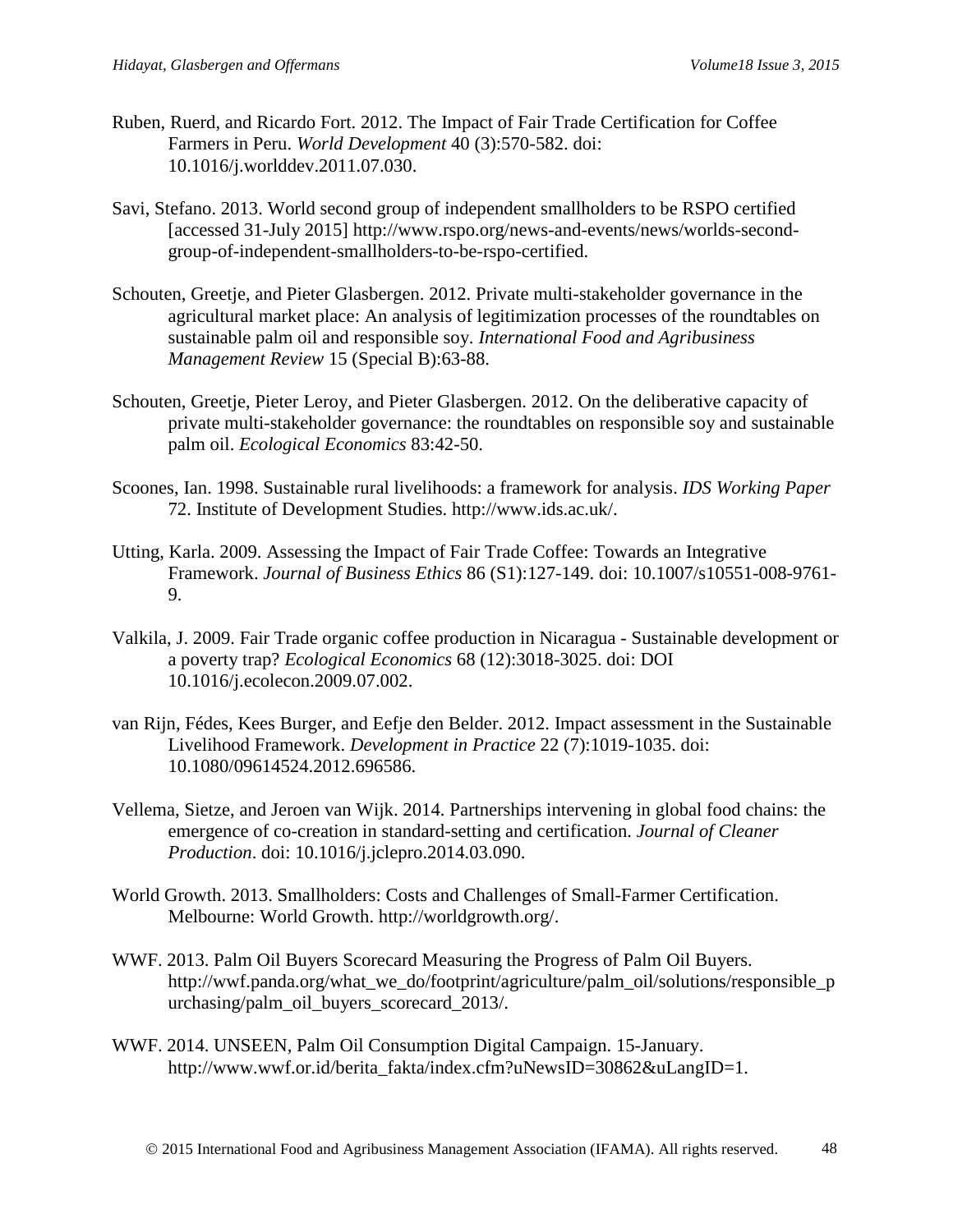Ruben, Ruerd, and Ricardo Fort. 2012. The Impact of Fair Trade Certification for Coffee Farmers in Peru. *World Development* 40 (3):570-582. doi: 10.1016/j.worlddev.2011.07.030.

Savi, Stefano. 2013. World second group of independent smallholders to be RSPO certified [accessed 31-July 2015] http://www.rspo.org/news-and-events/news/worlds-second-group-of-independent-smallholders-to-be-rspo-certified.

Schouten, Greetje, and Pieter Glasbergen. 2012. Private multi-stakeholder governance in the agricultural market place: An analysis of legitimization processes of the roundtables on sustainable palm oil and responsible soy. *International Food and Agribusiness Management Review* 15 (Special B):63-88.

Schouten, Greetje, Pieter Leroy, and Pieter Glasbergen. 2012. On the deliberative capacity of private multi-stakeholder governance: the roundtables on responsible soy and sustainable palm oil. *Ecological Economics* 83:42-50.

Scoones, Ian. 1998. Sustainable rural livelihoods: a framework for analysis. *IDS Working Paper* 72. Institute of Development Studies. http://www.ids.ac.uk/.

Utting, Karla. 2009. Assessing the Impact of Fair Trade Coffee: Towards an Integrative Framework. *Journal of Business Ethics* 86 (S1):127-149. doi: 10.1007/s10551-008-9761-9.

Valkila, J. 2009. Fair Trade organic coffee production in Nicaragua - Sustainable development or a poverty trap? *Ecological Economics* 68 (12):3018-3025. doi: DOI 10.1016/j.ecolecon.2009.07.002.

van Rijn, Fédes, Kees Burger, and Eefje den Belder. 2012. Impact assessment in the Sustainable Livelihood Framework. *Development in Practice* 22 (7):1019-1035. doi: 10.1080/09614524.2012.696586.

Vellema, Sietze, and Jeroen van Wijk. 2014. Partnerships intervening in global food chains: the emergence of co-creation in standard-setting and certification. *Journal of Cleaner Production*. doi: 10.1016/j.jclepro.2014.03.090.

World Growth. 2013. Smallholders: Costs and Challenges of Small-Farmer Certification. Melbourne: World Growth. http://worldgrowth.org/.

WWF. 2013. Palm Oil Buyers Scorecard Measuring the Progress of Palm Oil Buyers. http://wwf.panda.org/what_we_do/footprint/agriculture/palm_oil/solutions/responsible_purchasing/palm_oil_buyers_scorecard_2013/.

WWF. 2014. UNSEEN, Palm Oil Consumption Digital Campaign. 15-January. http://www.wwf.or.id/berita_fakta/index.cfm?uNewsID=30862&uLangID=1.